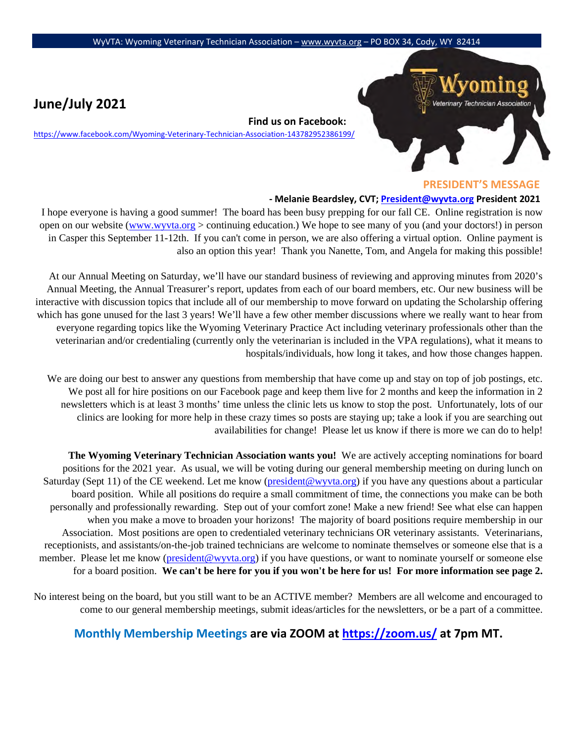WyVTA: Wyoming Veterinary Technician Association – www.wyvta.org – PO BOX 34, Cody, WY 82414

# June/July 2021

**Find us on Facebook:**
https://www.facebook.com/Wyoming-Veterinary-Technician-Association-143782952386199/

## PRESIDENT'S MESSAGE

**- Melanie Beardsley, CVT; President@wyvta.org President 2021**

I hope everyone is having a good summer! The board has been busy prepping for our fall CE. Online registration is now open on our website (www.wyvta.org > continuing education.) We hope to see many of you (and your doctors!) in person in Casper this September 11-12th. If you can't come in person, we are also offering a virtual option. Online payment is also an option this year! Thank you Nanette, Tom, and Angela for making this possible!

At our Annual Meeting on Saturday, we'll have our standard business of reviewing and approving minutes from 2020's Annual Meeting, the Annual Treasurer's report, updates from each of our board members, etc. Our new business will be interactive with discussion topics that include all of our membership to move forward on updating the Scholarship offering which has gone unused for the last 3 years! We'll have a few other member discussions where we really want to hear from everyone regarding topics like the Wyoming Veterinary Practice Act including veterinary professionals other than the veterinarian and/or credentialing (currently only the veterinarian is included in the VPA regulations), what it means to hospitals/individuals, how long it takes, and how those changes happen.

We are doing our best to answer any questions from membership that have come up and stay on top of job postings, etc. We post all for hire positions on our Facebook page and keep them live for 2 months and keep the information in 2 newsletters which is at least 3 months' time unless the clinic lets us know to stop the post. Unfortunately, lots of our clinics are looking for more help in these crazy times so posts are staying up; take a look if you are searching out availabilities for change! Please let us know if there is more we can do to help!

**The Wyoming Veterinary Technician Association wants you!** We are actively accepting nominations for board positions for the 2021 year. As usual, we will be voting during our general membership meeting on during lunch on Saturday (Sept 11) of the CE weekend. Let me know (president@wyvta.org) if you have any questions about a particular board position. While all positions do require a small commitment of time, the connections you make can be both personally and professionally rewarding. Step out of your comfort zone! Make a new friend! See what else can happen when you make a move to broaden your horizons! The majority of board positions require membership in our Association. Most positions are open to credentialed veterinary technicians OR veterinary assistants. Veterinarians, receptionists, and assistants/on-the-job trained technicians are welcome to nominate themselves or someone else that is a member. Please let me know (president@wyvta.org) if you have questions, or want to nominate yourself or someone else for a board position. **We can't be here for you if you won't be here for us! For more information see page 2.**

No interest being on the board, but you still want to be an ACTIVE member? Members are all welcome and encouraged to come to our general membership meetings, submit ideas/articles for the newsletters, or be a part of a committee.

**Monthly Membership Meetings are via ZOOM at https://zoom.us/ at 7pm MT.**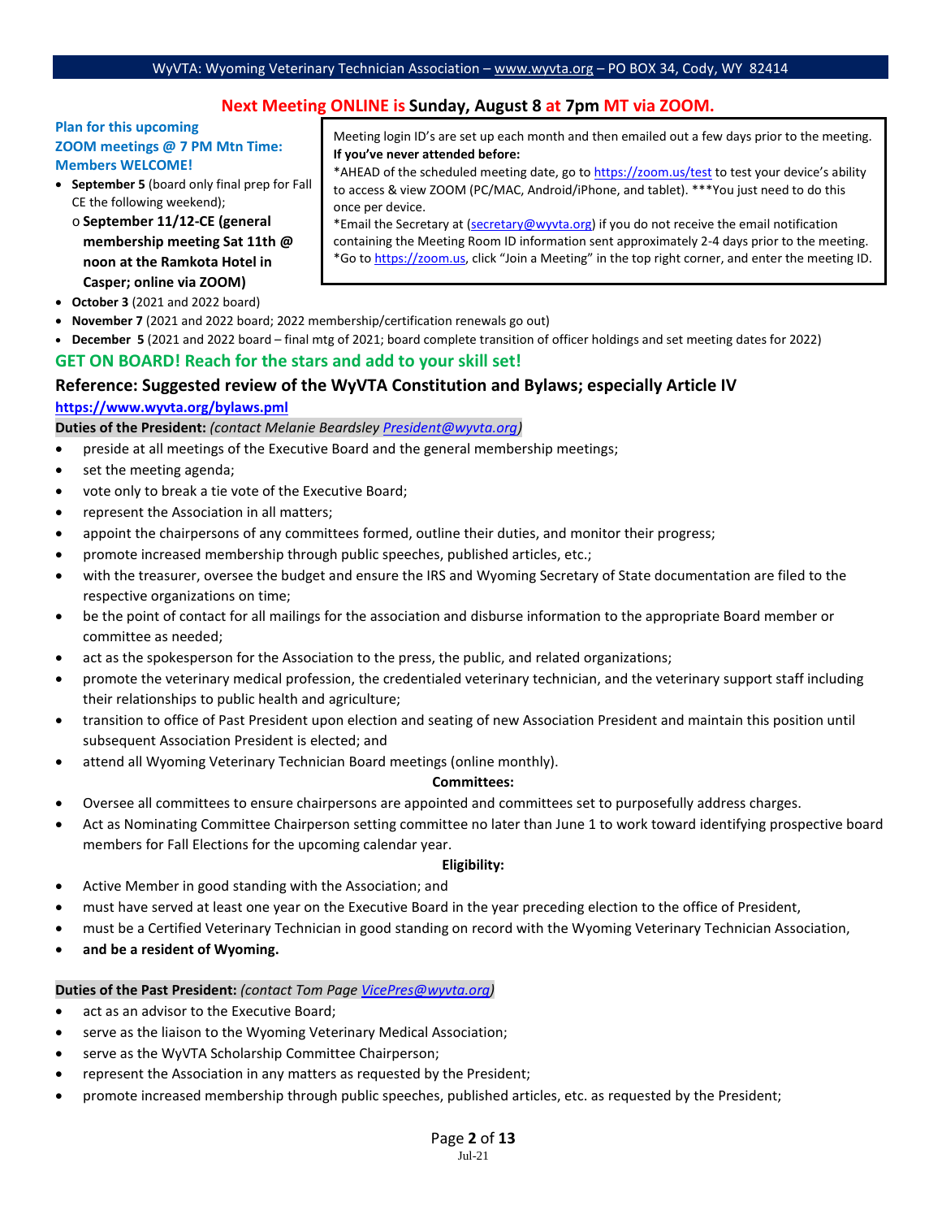## Next Meeting ONLINE is Sunday, August 8 at 7pm MT via ZOOM.

**Plan for this upcoming ZOOM meetings @ 7 PM Mtn Time: Members WELCOME!**

- **September 5** (board only final prep for Fall CE the following weekend);
  - **September 11/12-CE (general membership meeting Sat 11th @ noon at the Ramkota Hotel in Casper; online via ZOOM)**
- **October 3** (2021 and 2022 board)
- **November 7** (2021 and 2022 board; 2022 membership/certification renewals go out)
- **December 5** (2021 and 2022 board – final mtg of 2021; board complete transition of officer holdings and set meeting dates for 2022)

Meeting login ID's are set up each month and then emailed out a few days prior to the meeting.
**If you've never attended before:**
*AHEAD of the scheduled meeting date, go to https://zoom.us/test to test your device's ability to access & view ZOOM (PC/MAC, Android/iPhone, and tablet). ***You just need to do this once per device.
*Email the Secretary at (secretary@wyvta.org) if you do not receive the email notification containing the Meeting Room ID information sent approximately 2-4 days prior to the meeting.
*Go to https://zoom.us, click "Join a Meeting" in the top right corner, and enter the meeting ID.

## GET ON BOARD! Reach for the stars and add to your skill set!

## Reference: Suggested review of the WyVTA Constitution and Bylaws; especially Article IV

**https://www.wyvta.org/bylaws.pml**

**Duties of the President:** *(contact Melanie Beardsley President@wyvta.org)*

- preside at all meetings of the Executive Board and the general membership meetings;
- set the meeting agenda;
- vote only to break a tie vote of the Executive Board;
- represent the Association in all matters;
- appoint the chairpersons of any committees formed, outline their duties, and monitor their progress;
- promote increased membership through public speeches, published articles, etc.;
- with the treasurer, oversee the budget and ensure the IRS and Wyoming Secretary of State documentation are filed to the respective organizations on time;
- be the point of contact for all mailings for the association and disburse information to the appropriate Board member or committee as needed;
- act as the spokesperson for the Association to the press, the public, and related organizations;
- promote the veterinary medical profession, the credentialed veterinary technician, and the veterinary support staff including their relationships to public health and agriculture;
- transition to office of Past President upon election and seating of new Association President and maintain this position until subsequent Association President is elected; and
- attend all Wyoming Veterinary Technician Board meetings (online monthly).

**Committees:**

- Oversee all committees to ensure chairpersons are appointed and committees set to purposefully address charges.
- Act as Nominating Committee Chairperson setting committee no later than June 1 to work toward identifying prospective board members for Fall Elections for the upcoming calendar year.

**Eligibility:**

- Active Member in good standing with the Association; and
- must have served at least one year on the Executive Board in the year preceding election to the office of President,
- must be a Certified Veterinary Technician in good standing on record with the Wyoming Veterinary Technician Association,
- **and be a resident of Wyoming.**

**Duties of the Past President:** *(contact Tom Page VicePres@wyvta.org)*

- act as an advisor to the Executive Board;
- serve as the liaison to the Wyoming Veterinary Medical Association;
- serve as the WyVTA Scholarship Committee Chairperson;
- represent the Association in any matters as requested by the President;
- promote increased membership through public speeches, published articles, etc. as requested by the President;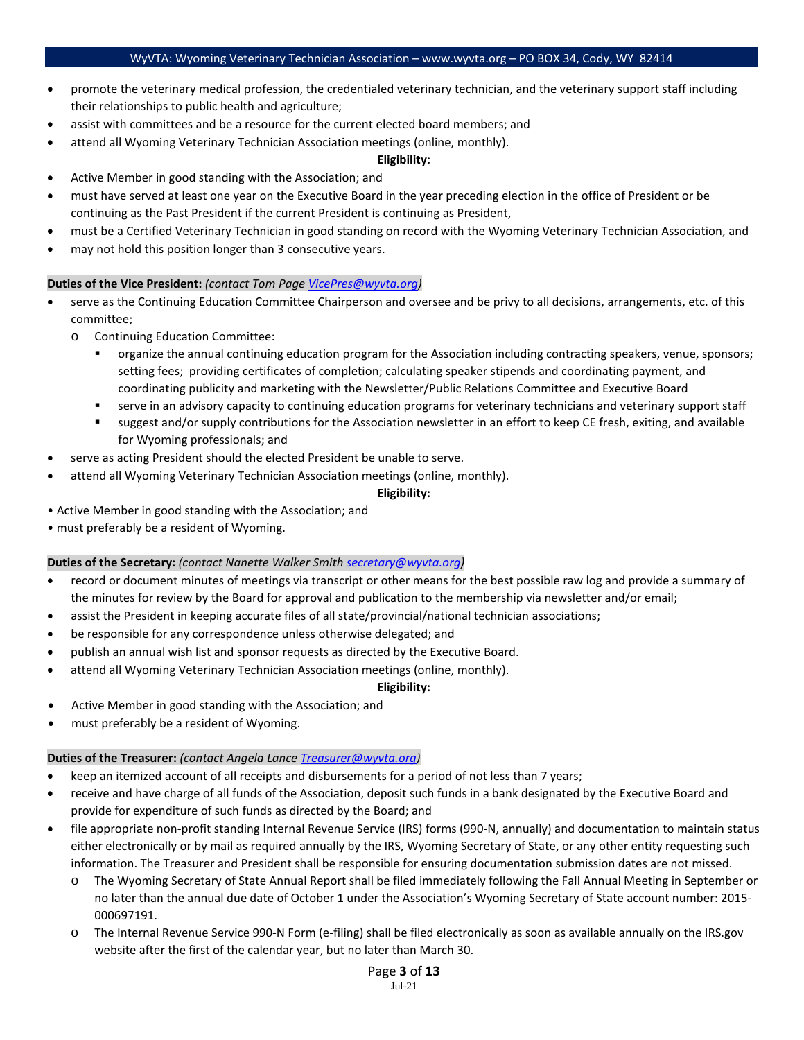- promote the veterinary medical profession, the credentialed veterinary technician, and the veterinary support staff including their relationships to public health and agriculture;
- assist with committees and be a resource for the current elected board members; and
- attend all Wyoming Veterinary Technician Association meetings (online, monthly).

**Eligibility:**

- Active Member in good standing with the Association; and
- must have served at least one year on the Executive Board in the year preceding election in the office of President or be continuing as the Past President if the current President is continuing as President,
- must be a Certified Veterinary Technician in good standing on record with the Wyoming Veterinary Technician Association, and
- may not hold this position longer than 3 consecutive years.

**Duties of the Vice President:** *(contact Tom Page VicePres@wyvta.org)*

- serve as the Continuing Education Committee Chairperson and oversee and be privy to all decisions, arrangements, etc. of this committee;
  - Continuing Education Committee:
    - organize the annual continuing education program for the Association including contracting speakers, venue, sponsors; setting fees; providing certificates of completion; calculating speaker stipends and coordinating payment, and coordinating publicity and marketing with the Newsletter/Public Relations Committee and Executive Board
    - serve in an advisory capacity to continuing education programs for veterinary technicians and veterinary support staff
    - suggest and/or supply contributions for the Association newsletter in an effort to keep CE fresh, exiting, and available for Wyoming professionals; and
- serve as acting President should the elected President be unable to serve.
- attend all Wyoming Veterinary Technician Association meetings (online, monthly).

**Eligibility:**

- Active Member in good standing with the Association; and
- must preferably be a resident of Wyoming.

**Duties of the Secretary:** *(contact Nanette Walker Smith secretary@wyvta.org)*

- record or document minutes of meetings via transcript or other means for the best possible raw log and provide a summary of the minutes for review by the Board for approval and publication to the membership via newsletter and/or email;
- assist the President in keeping accurate files of all state/provincial/national technician associations;
- be responsible for any correspondence unless otherwise delegated; and
- publish an annual wish list and sponsor requests as directed by the Executive Board.
- attend all Wyoming Veterinary Technician Association meetings (online, monthly).

**Eligibility:**

- Active Member in good standing with the Association; and
- must preferably be a resident of Wyoming.

**Duties of the Treasurer:** *(contact Angela Lance Treasurer@wyvta.org)*

- keep an itemized account of all receipts and disbursements for a period of not less than 7 years;
- receive and have charge of all funds of the Association, deposit such funds in a bank designated by the Executive Board and provide for expenditure of such funds as directed by the Board; and
- file appropriate non-profit standing Internal Revenue Service (IRS) forms (990-N, annually) and documentation to maintain status either electronically or by mail as required annually by the IRS, Wyoming Secretary of State, or any other entity requesting such information. The Treasurer and President shall be responsible for ensuring documentation submission dates are not missed.
  - The Wyoming Secretary of State Annual Report shall be filed immediately following the Fall Annual Meeting in September or no later than the annual due date of October 1 under the Association's Wyoming Secretary of State account number: 2015-000697191.
  - The Internal Revenue Service 990-N Form (e-filing) shall be filed electronically as soon as available annually on the IRS.gov website after the first of the calendar year, but no later than March 30.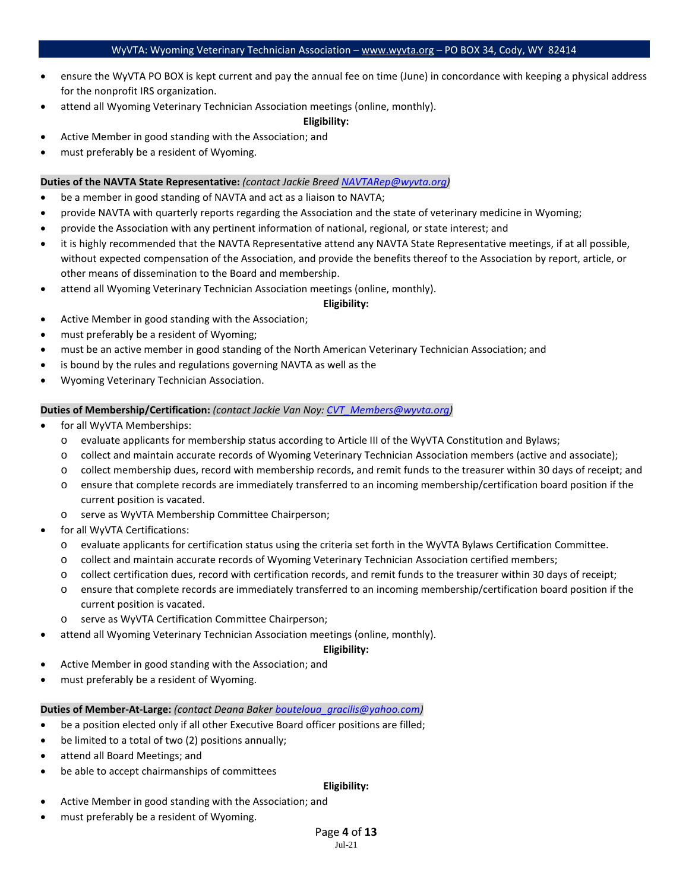- ensure the WyVTA PO BOX is kept current and pay the annual fee on time (June) in concordance with keeping a physical address for the nonprofit IRS organization.
- attend all Wyoming Veterinary Technician Association meetings (online, monthly).

**Eligibility:**

- Active Member in good standing with the Association; and
- must preferably be a resident of Wyoming.

**Duties of the NAVTA State Representative:** *(contact Jackie Breed NAVTARep@wyvta.org)*

- be a member in good standing of NAVTA and act as a liaison to NAVTA;
- provide NAVTA with quarterly reports regarding the Association and the state of veterinary medicine in Wyoming;
- provide the Association with any pertinent information of national, regional, or state interest; and
- it is highly recommended that the NAVTA Representative attend any NAVTA State Representative meetings, if at all possible, without expected compensation of the Association, and provide the benefits thereof to the Association by report, article, or other means of dissemination to the Board and membership.
- attend all Wyoming Veterinary Technician Association meetings (online, monthly).

**Eligibility:**

- Active Member in good standing with the Association;
- must preferably be a resident of Wyoming;
- must be an active member in good standing of the North American Veterinary Technician Association; and
- is bound by the rules and regulations governing NAVTA as well as the
- Wyoming Veterinary Technician Association.

**Duties of Membership/Certification:** *(contact Jackie Van Noy: CVT_Members@wyvta.org)*

- for all WyVTA Memberships:
  - evaluate applicants for membership status according to Article III of the WyVTA Constitution and Bylaws;
  - collect and maintain accurate records of Wyoming Veterinary Technician Association members (active and associate);
  - collect membership dues, record with membership records, and remit funds to the treasurer within 30 days of receipt; and
  - ensure that complete records are immediately transferred to an incoming membership/certification board position if the current position is vacated.
  - serve as WyVTA Membership Committee Chairperson;
- for all WyVTA Certifications:
  - evaluate applicants for certification status using the criteria set forth in the WyVTA Bylaws Certification Committee.
  - collect and maintain accurate records of Wyoming Veterinary Technician Association certified members;
  - collect certification dues, record with certification records, and remit funds to the treasurer within 30 days of receipt;
  - ensure that complete records are immediately transferred to an incoming membership/certification board position if the current position is vacated.
  - serve as WyVTA Certification Committee Chairperson;
- attend all Wyoming Veterinary Technician Association meetings (online, monthly).

**Eligibility:**

- Active Member in good standing with the Association; and
- must preferably be a resident of Wyoming.

**Duties of Member-At-Large:** *(contact Deana Baker bouteloua_gracilis@yahoo.com)*

- be a position elected only if all other Executive Board officer positions are filled;
- be limited to a total of two (2) positions annually;
- attend all Board Meetings; and
- be able to accept chairmanships of committees

**Eligibility:**

- Active Member in good standing with the Association; and
- must preferably be a resident of Wyoming.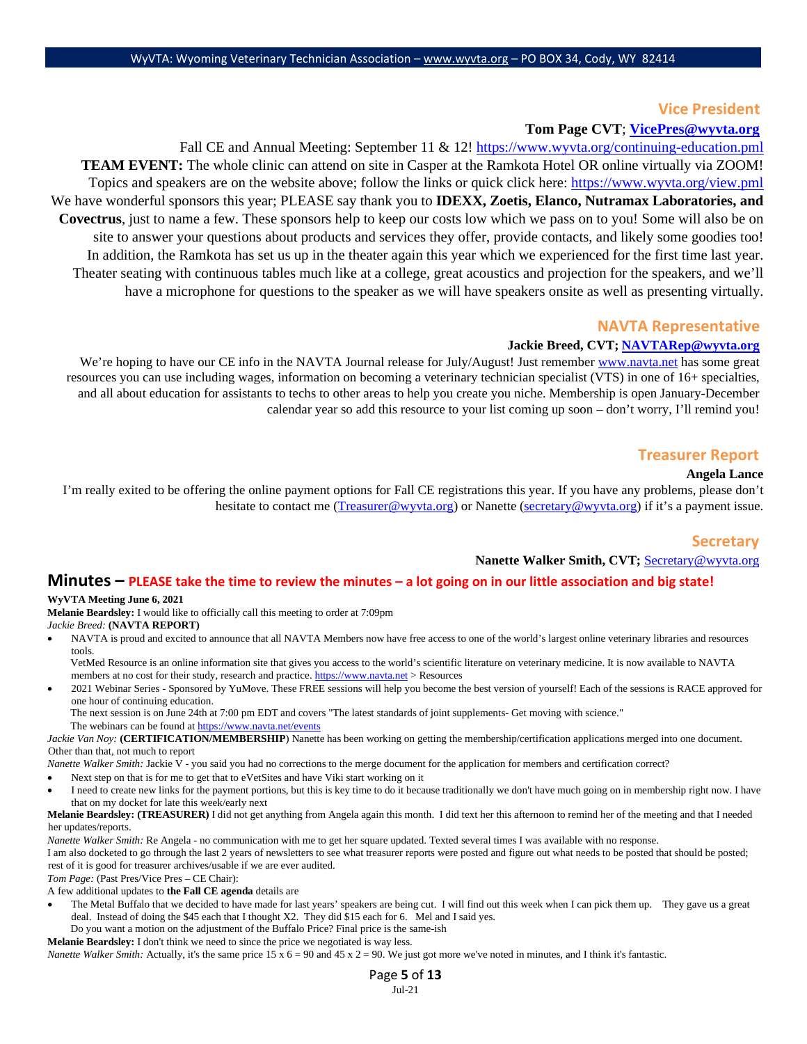## Vice President

**Tom Page CVT**; **VicePres@wyvta.org**

Fall CE and Annual Meeting: September 11 & 12! https://www.wyvta.org/continuing-education.pml

**TEAM EVENT:** The whole clinic can attend on site in Casper at the Ramkota Hotel OR online virtually via ZOOM! Topics and speakers are on the website above; follow the links or quick click here: https://www.wyvta.org/view.pml

We have wonderful sponsors this year; PLEASE say thank you to **IDEXX, Zoetis, Elanco, Nutramax Laboratories, and Covectrus**, just to name a few. These sponsors help to keep our costs low which we pass on to you! Some will also be on site to answer your questions about products and services they offer, provide contacts, and likely some goodies too!

In addition, the Ramkota has set us up in the theater again this year which we experienced for the first time last year. Theater seating with continuous tables much like at a college, great acoustics and projection for the speakers, and we'll have a microphone for questions to the speaker as we will have speakers onsite as well as presenting virtually.

## NAVTA Representative

**Jackie Breed, CVT; NAVTARep@wyvta.org**

We're hoping to have our CE info in the NAVTA Journal release for July/August! Just remember www.navta.net has some great resources you can use including wages, information on becoming a veterinary technician specialist (VTS) in one of 16+ specialties, and all about education for assistants to techs to other areas to help you create you niche. Membership is open January-December calendar year so add this resource to your list coming up soon – don't worry, I'll remind you!

## Treasurer Report

**Angela Lance**

I'm really exited to be offering the online payment options for Fall CE registrations this year. If you have any problems, please don't hesitate to contact me (Treasurer@wyvta.org) or Nanette (secretary@wyvta.org) if it's a payment issue.

## Secretary

**Nanette Walker Smith, CVT;** Secretary@wyvta.org

# Minutes – PLEASE take the time to review the minutes – a lot going on in our little association and big state!

**WyVTA Meeting June 6, 2021**

**Melanie Beardsley:** I would like to officially call this meeting to order at 7:09pm

*Jackie Breed:* **(NAVTA REPORT)**

- NAVTA is proud and excited to announce that all NAVTA Members now have free access to one of the world's largest online veterinary libraries and resources tools.
  VetMed Resource is an online information site that gives you access to the world's scientific literature on veterinary medicine. It is now available to NAVTA members at no cost for their study, research and practice. https://www.navta.net > Resources
- 2021 Webinar Series - Sponsored by YuMove. These FREE sessions will help you become the best version of yourself! Each of the sessions is RACE approved for one hour of continuing education.
  The next session is on June 24th at 7:00 pm EDT and covers "The latest standards of joint supplements- Get moving with science."
  The webinars can be found at https://www.navta.net/events

*Jackie Van Noy:* **(CERTIFICATION/MEMBERSHIP**) Nanette has been working on getting the membership/certification applications merged into one document. Other than that, not much to report

*Nanette Walker Smith:* Jackie V - you said you had no corrections to the merge document for the application for members and certification correct?

- Next step on that is for me to get that to eVetSites and have Viki start working on it
- I need to create new links for the payment portions, but this is key time to do it because traditionally we don't have much going on in membership right now. I have that on my docket for late this week/early next

**Melanie Beardsley: (TREASURER)** I did not get anything from Angela again this month. I did text her this afternoon to remind her of the meeting and that I needed her updates/reports.

*Nanette Walker Smith:* Re Angela - no communication with me to get her square updated. Texted several times I was available with no response.

I am also docketed to go through the last 2 years of newsletters to see what treasurer reports were posted and figure out what needs to be posted that should be posted; rest of it is good for treasurer archives/usable if we are ever audited.

*Tom Page:* (Past Pres/Vice Pres – CE Chair):

A few additional updates to **the Fall CE agenda** details are

- The Metal Buffalo that we decided to have made for last years' speakers are being cut. I will find out this week when I can pick them up. They gave us a great deal. Instead of doing the $45 each that I thought X2. They did $15 each for 6. Mel and I said yes.
  Do you want a motion on the adjustment of the Buffalo Price? Final price is the same-ish

**Melanie Beardsley:** I don't think we need to since the price we negotiated is way less.

*Nanette Walker Smith:* Actually, it's the same price 15 x 6 = 90 and 45 x 2 = 90. We just got more we've noted in minutes, and I think it's fantastic.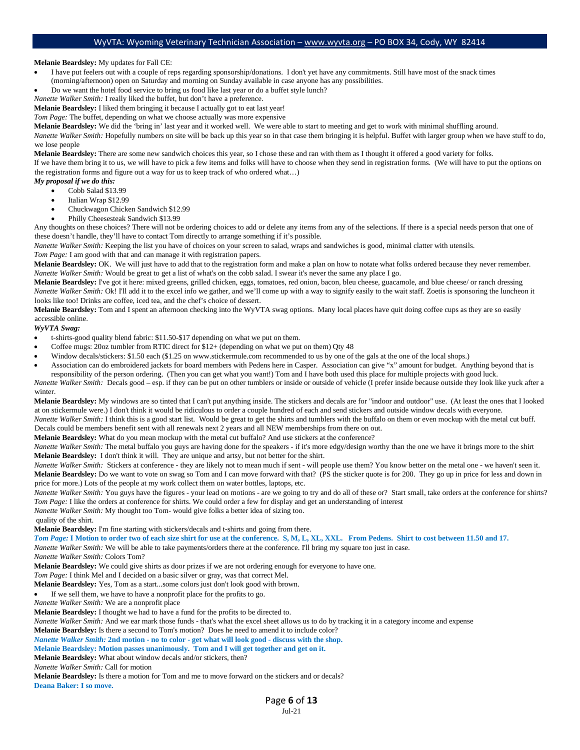**Melanie Beardsley:** My updates for Fall CE:

- I have put feelers out with a couple of reps regarding sponsorship/donations. I don't yet have any commitments. Still have most of the snack times (morning/afternoon) open on Saturday and morning on Sunday available in case anyone has any possibilities.
- Do we want the hotel food service to bring us food like last year or do a buffet style lunch?

*Nanette Walker Smith:* I really liked the buffet, but don't have a preference.

**Melanie Beardsley:** I liked them bringing it because I actually got to eat last year!

*Tom Page:* The buffet, depending on what we choose actually was more expensive

**Melanie Beardsley:** We did the 'bring in' last year and it worked well. We were able to start to meeting and get to work with minimal shuffling around.

*Nanette Walker Smith:* Hopefully numbers on site will be back up this year so in that case them bringing it is helpful. Buffet with larger group when we have stuff to do, we lose people

**Melanie Beardsley:** There are some new sandwich choices this year, so I chose these and ran with them as I thought it offered a good variety for folks.

If we have them bring it to us, we will have to pick a few items and folks will have to choose when they send in registration forms. (We will have to put the options on the registration forms and figure out a way for us to keep track of who ordered what…)

***My proposal if we do this:***

- Cobb Salad $13.99
- Italian Wrap $12.99
- Chuckwagon Chicken Sandwich $12.99
- Philly Cheesesteak Sandwich $13.99

Any thoughts on these choices? There will not be ordering choices to add or delete any items from any of the selections. If there is a special needs person that one of these doesn't handle, they'll have to contact Tom directly to arrange something if it's possible.

*Nanette Walker Smith:* Keeping the list you have of choices on your screen to salad, wraps and sandwiches is good, minimal clatter with utensils.

*Tom Page:* I am good with that and can manage it with registration papers.

**Melanie Beardsley:** OK. We will just have to add that to the registration form and make a plan on how to notate what folks ordered because they never remember.

*Nanette Walker Smith:* Would be great to get a list of what's on the cobb salad. I swear it's never the same any place I go.

**Melanie Beardsley:** I've got it here: mixed greens, grilled chicken, eggs, tomatoes, red onion, bacon, bleu cheese, guacamole, and blue cheese/ or ranch dressing

*Nanette Walker Smith:* Ok! I'll add it to the excel info we gather, and we'll come up with a way to signify easily to the wait staff. Zoetis is sponsoring the luncheon it looks like too! Drinks are coffee, iced tea, and the chef's choice of dessert.

**Melanie Beardsley:** Tom and I spent an afternoon checking into the WyVTA swag options. Many local places have quit doing coffee cups as they are so easily accessible online.

***WyVTA Swag:***

- t-shirts-good quality blend fabric: $11.50-$17 depending on what we put on them.
- Coffee mugs: 20oz tumbler from RTIC direct for $12+ (depending on what we put on them) Qty 48
- Window decals/stickers: $1.50 each ($1.25 on www.stickermule.com recommended to us by one of the gals at the one of the local shops.)
- Association can do embroidered jackets for board members with Pedens here in Casper. Association can give "x" amount for budget. Anything beyond that is responsibility of the person ordering. (Then you can get what you want!) Tom and I have both used this place for multiple projects with good luck.

*Nanette Walker Smith:* Decals good – esp. if they can be put on other tumblers or inside or outside of vehicle (I prefer inside because outside they look like yuck after a winter.

**Melanie Beardsley:** My windows are so tinted that I can't put anything inside. The stickers and decals are for "indoor and outdoor" use. (At least the ones that I looked at on stickermule were.) I don't think it would be ridiculous to order a couple hundred of each and send stickers and outside window decals with everyone.

*Nanette Walker Smith:* I think this is a good start list. Would be great to get the shirts and tumblers with the buffalo on them or even mockup with the metal cut buff. Decals could be members benefit sent with all renewals next 2 years and all NEW memberships from there on out.

**Melanie Beardsley:** What do you mean mockup with the metal cut buffalo? And use stickers at the conference?

*Nanette Walker Smith:* The metal buffalo you guys are having done for the speakers - if it's more edgy/design worthy than the one we have it brings more to the shirt

**Melanie Beardsley:** I don't think it will. They are unique and artsy, but not better for the shirt.

*Nanette Walker Smith:* Stickers at conference - they are likely not to mean much if sent - will people use them? You know better on the metal one - we haven't seen it.

**Melanie Beardsley:** Do we want to vote on swag so Tom and I can move forward with that? (PS the sticker quote is for 200. They go up in price for less and down in price for more.) Lots of the people at my work collect them on water bottles, laptops, etc.

*Nanette Walker Smith:* You guys have the figures - your lead on motions - are we going to try and do all of these or? Start small, take orders at the conference for shirts?

*Tom Page:* I like the orders at conference for shirts. We could order a few for display and get an understanding of interest

*Nanette Walker Smith:* My thought too Tom- would give folks a better idea of sizing too.

quality of the shirt.

**Melanie Beardsley:** I'm fine starting with stickers/decals and t-shirts and going from there.

***Tom Page:* I Motion to order two of each size shirt for use at the conference. S, M, L, XL, XXL. From Pedens. Shirt to cost between 11.50 and 17.**

*Nanette Walker Smith:* We will be able to take payments/orders there at the conference. I'll bring my square too just in case.

*Nanette Walker Smith:* Colors Tom?

**Melanie Beardsley:** We could give shirts as door prizes if we are not ordering enough for everyone to have one.

*Tom Page:* I think Mel and I decided on a basic silver or gray, was that correct Mel.

**Melanie Beardsley:** Yes, Tom as a start...some colors just don't look good with brown.

- If we sell them, we have to have a nonprofit place for the profits to go.

*Nanette Walker Smith:* We are a nonprofit place

**Melanie Beardsley:** I thought we had to have a fund for the profits to be directed to.

*Nanette Walker Smith:* And we ear mark those funds - that's what the excel sheet allows us to do by tracking it in a category income and expense

**Melanie Beardsley:** Is there a second to Tom's motion? Does he need to amend it to include color?

***Nanette Walker Smith:* 2nd motion - no to color - get what will look good - discuss with the shop.**

**Melanie Beardsley: Motion passes unanimously. Tom and I will get together and get on it.**

**Melanie Beardsley:** What about window decals and/or stickers, then?

*Nanette Walker Smith:* Call for motion

**Melanie Beardsley:** Is there a motion for Tom and me to move forward on the stickers and or decals?

**Deana Baker: I so move.**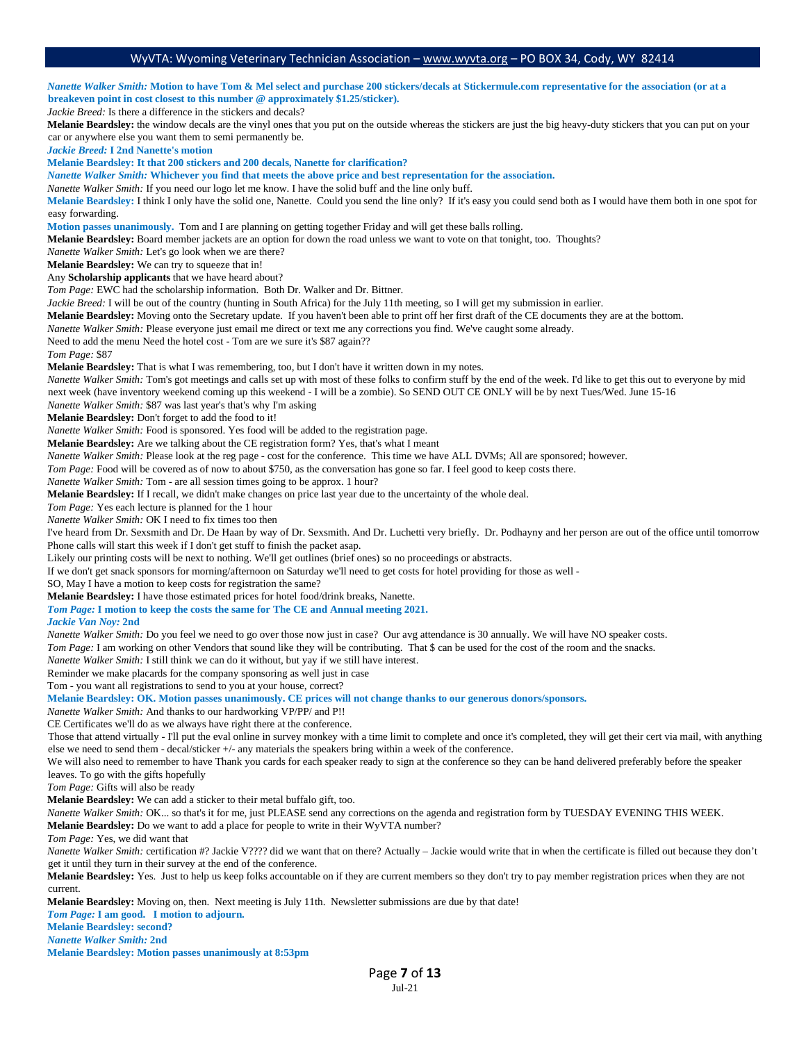***Nanette Walker Smith:* Motion to have Tom & Mel select and purchase 200 stickers/decals at Stickermule.com representative for the association (or at a breakeven point in cost closest to this number @ approximately $1.25/sticker).**

*Jackie Breed:* Is there a difference in the stickers and decals?

**Melanie Beardsley:** the window decals are the vinyl ones that you put on the outside whereas the stickers are just the big heavy-duty stickers that you can put on your car or anywhere else you want them to semi permanently be.

***Jackie Breed:* I 2nd Nanette's motion**

**Melanie Beardsley: It that 200 stickers and 200 decals, Nanette for clarification?**

***Nanette Walker Smith:* Whichever you find that meets the above price and best representation for the association.**

*Nanette Walker Smith:* If you need our logo let me know. I have the solid buff and the line only buff.

**Melanie Beardsley:** I think I only have the solid one, Nanette. Could you send the line only? If it's easy you could send both as I would have them both in one spot for easy forwarding.

**Motion passes unanimously.** Tom and I are planning on getting together Friday and will get these balls rolling.

**Melanie Beardsley:** Board member jackets are an option for down the road unless we want to vote on that tonight, too. Thoughts?

*Nanette Walker Smith:* Let's go look when we are there?

**Melanie Beardsley:** We can try to squeeze that in!

Any **Scholarship applicants** that we have heard about?

*Tom Page:* EWC had the scholarship information. Both Dr. Walker and Dr. Bittner.

*Jackie Breed:* I will be out of the country (hunting in South Africa) for the July 11th meeting, so I will get my submission in earlier.

**Melanie Beardsley:** Moving onto the Secretary update. If you haven't been able to print off her first draft of the CE documents they are at the bottom.

*Nanette Walker Smith:* Please everyone just email me direct or text me any corrections you find. We've caught some already.

Need to add the menu Need the hotel cost - Tom are we sure it's $87 again??

*Tom Page:* $87

**Melanie Beardsley:** That is what I was remembering, too, but I don't have it written down in my notes.

*Nanette Walker Smith:* Tom's got meetings and calls set up with most of these folks to confirm stuff by the end of the week. I'd like to get this out to everyone by mid next week (have inventory weekend coming up this weekend - I will be a zombie). So SEND OUT CE ONLY will be by next Tues/Wed. June 15-16

*Nanette Walker Smith:* $87 was last year's that's why I'm asking

**Melanie Beardsley:** Don't forget to add the food to it!

*Nanette Walker Smith:* Food is sponsored. Yes food will be added to the registration page.

**Melanie Beardsley:** Are we talking about the CE registration form? Yes, that's what I meant

*Nanette Walker Smith:* Please look at the reg page - cost for the conference. This time we have ALL DVMs; All are sponsored; however.

*Tom Page:* Food will be covered as of now to about $750, as the conversation has gone so far. I feel good to keep costs there.

*Nanette Walker Smith:* Tom - are all session times going to be approx. 1 hour?

**Melanie Beardsley:** If I recall, we didn't make changes on price last year due to the uncertainty of the whole deal.

*Tom Page:* Yes each lecture is planned for the 1 hour

*Nanette Walker Smith:* OK I need to fix times too then

I've heard from Dr. Sexsmith and Dr. De Haan by way of Dr. Sexsmith. And Dr. Luchetti very briefly. Dr. Podhayny and her person are out of the office until tomorrow Phone calls will start this week if I don't get stuff to finish the packet asap.

Likely our printing costs will be next to nothing. We'll get outlines (brief ones) so no proceedings or abstracts.

If we don't get snack sponsors for morning/afternoon on Saturday we'll need to get costs for hotel providing for those as well -

SO, May I have a motion to keep costs for registration the same?

**Melanie Beardsley:** I have those estimated prices for hotel food/drink breaks, Nanette.

***Tom Page:* I motion to keep the costs the same for The CE and Annual meeting 2021.**

***Jackie Van Noy:* 2nd**

*Nanette Walker Smith:* Do you feel we need to go over those now just in case? Our avg attendance is 30 annually. We will have NO speaker costs.

*Tom Page:* I am working on other Vendors that sound like they will be contributing. That $ can be used for the cost of the room and the snacks.

*Nanette Walker Smith:* I still think we can do it without, but yay if we still have interest.

Reminder we make placards for the company sponsoring as well just in case

Tom - you want all registrations to send to you at your house, correct?

**Melanie Beardsley: OK. Motion passes unanimously. CE prices will not change thanks to our generous donors/sponsors.**

*Nanette Walker Smith:* And thanks to our hardworking VP/PP/ and P!!

CE Certificates we'll do as we always have right there at the conference.

Those that attend virtually - I'll put the eval online in survey monkey with a time limit to complete and once it's completed, they will get their cert via mail, with anything else we need to send them - decal/sticker +/- any materials the speakers bring within a week of the conference.

We will also need to remember to have Thank you cards for each speaker ready to sign at the conference so they can be hand delivered preferably before the speaker leaves. To go with the gifts hopefully

*Tom Page:* Gifts will also be ready

**Melanie Beardsley:** We can add a sticker to their metal buffalo gift, too.

*Nanette Walker Smith:* OK... so that's it for me, just PLEASE send any corrections on the agenda and registration form by TUESDAY EVENING THIS WEEK.

**Melanie Beardsley:** Do we want to add a place for people to write in their WyVTA number?

*Tom Page:* Yes, we did want that

*Nanette Walker Smith:* certification #? Jackie V???? did we want that on there? Actually – Jackie would write that in when the certificate is filled out because they don't get it until they turn in their survey at the end of the conference.

**Melanie Beardsley:** Yes. Just to help us keep folks accountable on if they are current members so they don't try to pay member registration prices when they are not current.

**Melanie Beardsley:** Moving on, then. Next meeting is July 11th. Newsletter submissions are due by that date!

***Tom Page:* I am good. I motion to adjourn.**

**Melanie Beardsley: second?**

***Nanette Walker Smith:* 2nd**

**Melanie Beardsley: Motion passes unanimously at 8:53pm**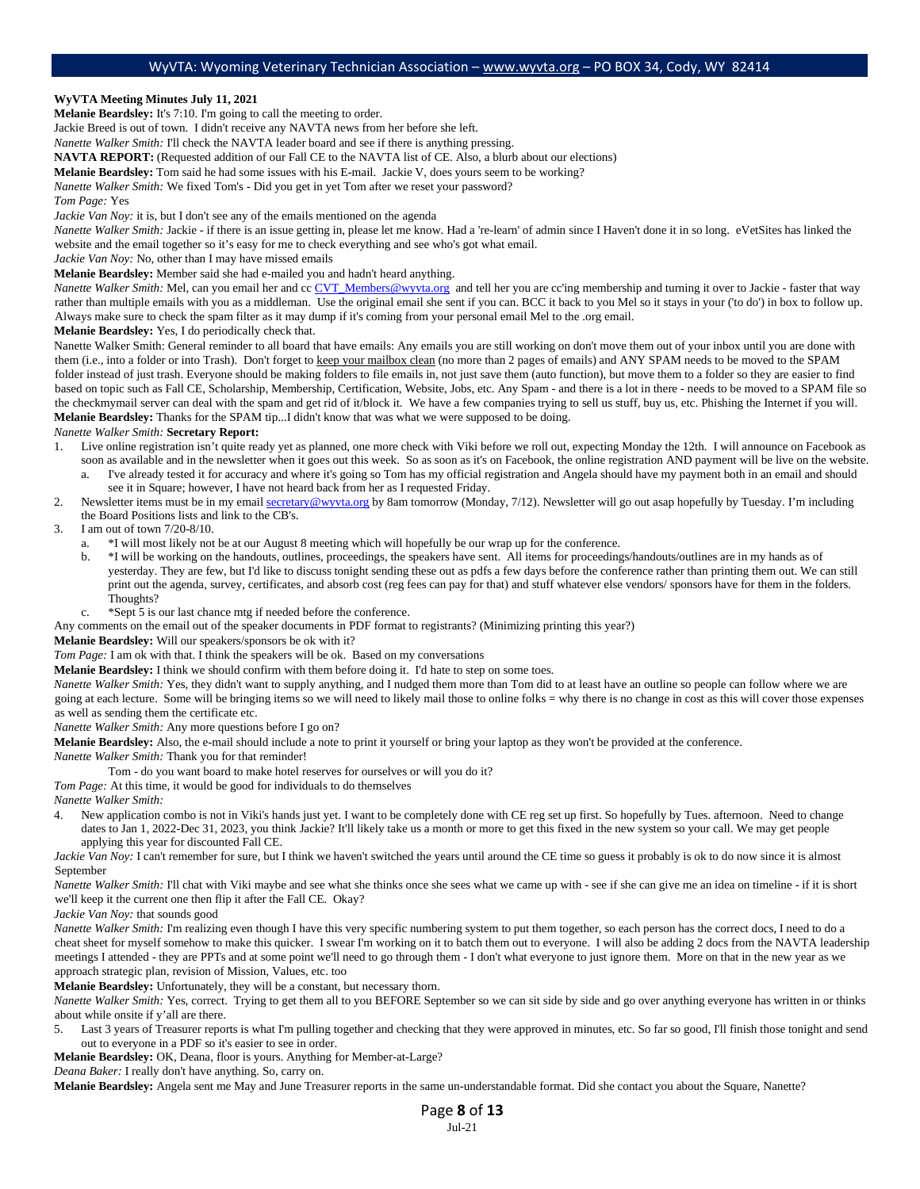**WyVTA Meeting Minutes July 11, 2021**

**Melanie Beardsley:** It's 7:10. I'm going to call the meeting to order.

Jackie Breed is out of town. I didn't receive any NAVTA news from her before she left.

*Nanette Walker Smith:* I'll check the NAVTA leader board and see if there is anything pressing.

**NAVTA REPORT:** (Requested addition of our Fall CE to the NAVTA list of CE. Also, a blurb about our elections)

**Melanie Beardsley:** Tom said he had some issues with his E-mail. Jackie V, does yours seem to be working?

*Nanette Walker Smith:* We fixed Tom's - Did you get in yet Tom after we reset your password?

*Tom Page:* Yes

*Jackie Van Noy:* it is, but I don't see any of the emails mentioned on the agenda

*Nanette Walker Smith:* Jackie - if there is an issue getting in, please let me know. Had a 're-learn' of admin since I Haven't done it in so long. eVetSites has linked the website and the email together so it's easy for me to check everything and see who's got what email.

*Jackie Van Noy:* No, other than I may have missed emails

**Melanie Beardsley:** Member said she had e-mailed you and hadn't heard anything.

*Nanette Walker Smith:* Mel, can you email her and cc CVT_Members@wyvta.org and tell her you are cc'ing membership and turning it over to Jackie - faster that way rather than multiple emails with you as a middleman. Use the original email she sent if you can. BCC it back to you Mel so it stays in your ('to do') in box to follow up. Always make sure to check the spam filter as it may dump if it's coming from your personal email Mel to the .org email.

**Melanie Beardsley:** Yes, I do periodically check that.

Nanette Walker Smith: General reminder to all board that have emails: Any emails you are still working on don't move them out of your inbox until you are done with them (i.e., into a folder or into Trash). Don't forget to keep your mailbox clean (no more than 2 pages of emails) and ANY SPAM needs to be moved to the SPAM folder instead of just trash. Everyone should be making folders to file emails in, not just save them (auto function), but move them to a folder so they are easier to find based on topic such as Fall CE, Scholarship, Membership, Certification, Website, Jobs, etc. Any Spam - and there is a lot in there - needs to be moved to a SPAM file so the checkmymail server can deal with the spam and get rid of it/block it. We have a few companies trying to sell us stuff, buy us, etc. Phishing the Internet if you will.

**Melanie Beardsley:** Thanks for the SPAM tip...I didn't know that was what we were supposed to be doing.

*Nanette Walker Smith:* **Secretary Report:**

1. Live online registration isn't quite ready yet as planned, one more check with Viki before we roll out, expecting Monday the 12th. I will announce on Facebook as soon as available and in the newsletter when it goes out this week. So as soon as it's on Facebook, the online registration AND payment will be live on the website.
   a. I've already tested it for accuracy and where it's going so Tom has my official registration and Angela should have my payment both in an email and should see it in Square; however, I have not heard back from her as I requested Friday.
2. Newsletter items must be in my email secretary@wyvta.org by 8am tomorrow (Monday, 7/12). Newsletter will go out asap hopefully by Tuesday. I'm including the Board Positions lists and link to the CB's.
3. I am out of town 7/20-8/10.
   a. *I will most likely not be at our August 8 meeting which will hopefully be our wrap up for the conference.
   b. *I will be working on the handouts, outlines, proceedings, the speakers have sent. All items for proceedings/handouts/outlines are in my hands as of yesterday. They are few, but I'd like to discuss tonight sending these out as pdfs a few days before the conference rather than printing them out. We can still print out the agenda, survey, certificates, and absorb cost (reg fees can pay for that) and stuff whatever else vendors/ sponsors have for them in the folders. Thoughts?
   c. *Sept 5 is our last chance mtg if needed before the conference.

Any comments on the email out of the speaker documents in PDF format to registrants? (Minimizing printing this year?)

**Melanie Beardsley:** Will our speakers/sponsors be ok with it?

*Tom Page:* I am ok with that. I think the speakers will be ok. Based on my conversations

**Melanie Beardsley:** I think we should confirm with them before doing it. I'd hate to step on some toes.

*Nanette Walker Smith:* Yes, they didn't want to supply anything, and I nudged them more than Tom did to at least have an outline so people can follow where we are going at each lecture. Some will be bringing items so we will need to likely mail those to online folks = why there is no change in cost as this will cover those expenses as well as sending them the certificate etc.

*Nanette Walker Smith:* Any more questions before I go on?

**Melanie Beardsley:** Also, the e-mail should include a note to print it yourself or bring your laptop as they won't be provided at the conference.

*Nanette Walker Smith:* Thank you for that reminder!

Tom - do you want board to make hotel reserves for ourselves or will you do it?

*Tom Page:* At this time, it would be good for individuals to do themselves

*Nanette Walker Smith:*

4. New application combo is not in Viki's hands just yet. I want to be completely done with CE reg set up first. So hopefully by Tues. afternoon. Need to change dates to Jan 1, 2022-Dec 31, 2023, you think Jackie? It'll likely take us a month or more to get this fixed in the new system so your call. We may get people applying this year for discounted Fall CE.

*Jackie Van Noy:* I can't remember for sure, but I think we haven't switched the years until around the CE time so guess it probably is ok to do now since it is almost September

*Nanette Walker Smith:* I'll chat with Viki maybe and see what she thinks once she sees what we came up with - see if she can give me an idea on timeline - if it is short we'll keep it the current one then flip it after the Fall CE. Okay?

*Jackie Van Noy:* that sounds good

*Nanette Walker Smith:* I'm realizing even though I have this very specific numbering system to put them together, so each person has the correct docs, I need to do a cheat sheet for myself somehow to make this quicker. I swear I'm working on it to batch them out to everyone. I will also be adding 2 docs from the NAVTA leadership meetings I attended - they are PPTs and at some point we'll need to go through them - I don't what everyone to just ignore them. More on that in the new year as we approach strategic plan, revision of Mission, Values, etc. too

**Melanie Beardsley:** Unfortunately, they will be a constant, but necessary thorn.

*Nanette Walker Smith:* Yes, correct. Trying to get them all to you BEFORE September so we can sit side by side and go over anything everyone has written in or thinks about while onsite if y'all are there.

5. Last 3 years of Treasurer reports is what I'm pulling together and checking that they were approved in minutes, etc. So far so good, I'll finish those tonight and send out to everyone in a PDF so it's easier to see in order.

**Melanie Beardsley:** OK, Deana, floor is yours. Anything for Member-at-Large?

*Deana Baker:* I really don't have anything. So, carry on.

**Melanie Beardsley:** Angela sent me May and June Treasurer reports in the same un-understandable format. Did she contact you about the Square, Nanette?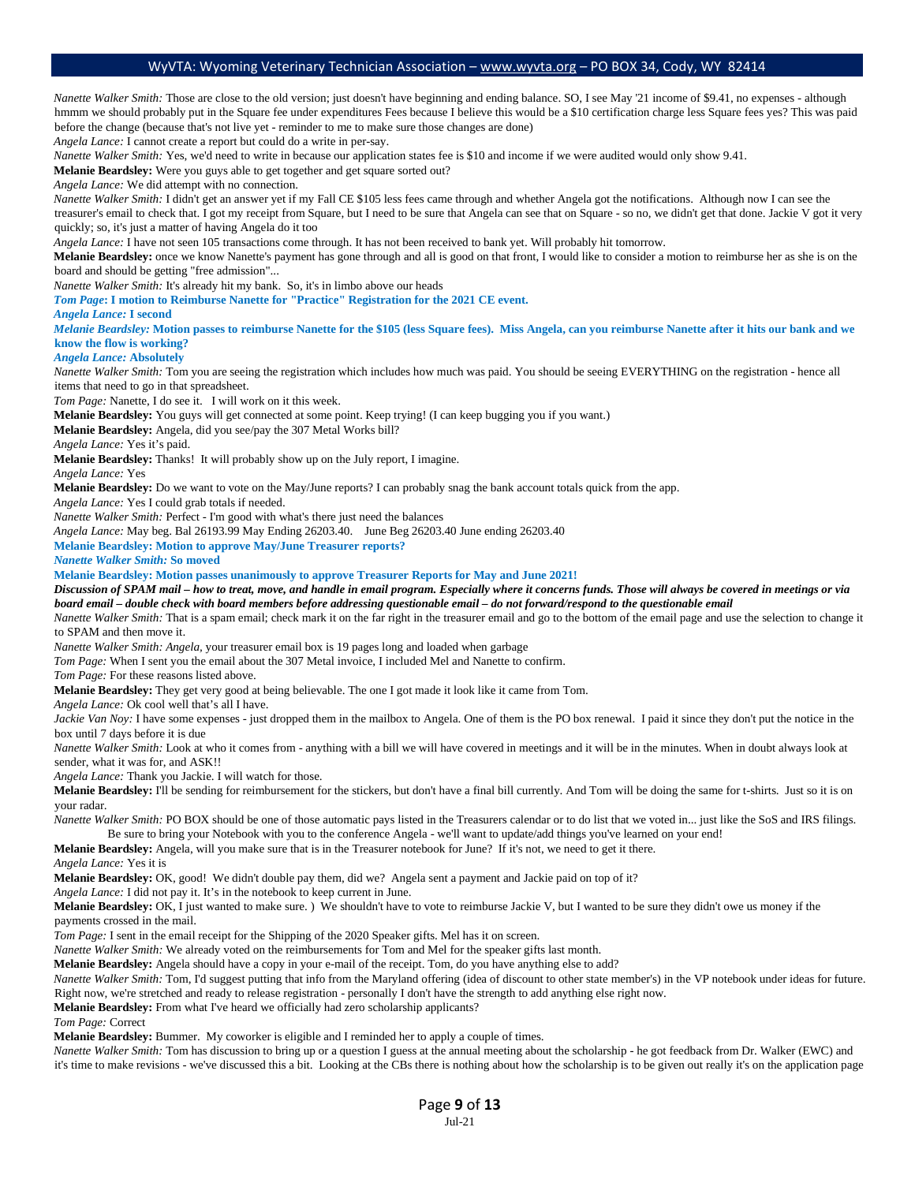*Nanette Walker Smith:* Those are close to the old version; just doesn't have beginning and ending balance. SO, I see May '21 income of $9.41, no expenses - although hmmm we should probably put in the Square fee under expenditures Fees because I believe this would be a $10 certification charge less Square fees yes? This was paid before the change (because that's not live yet - reminder to me to make sure those changes are done)

*Angela Lance:* I cannot create a report but could do a write in per-say.

*Nanette Walker Smith:* Yes, we'd need to write in because our application states fee is $10 and income if we were audited would only show 9.41.

**Melanie Beardsley:** Were you guys able to get together and get square sorted out?

*Angela Lance:* We did attempt with no connection.

*Nanette Walker Smith:* I didn't get an answer yet if my Fall CE $105 less fees came through and whether Angela got the notifications. Although now I can see the treasurer's email to check that. I got my receipt from Square, but I need to be sure that Angela can see that on Square - so no, we didn't get that done. Jackie V got it very quickly; so, it's just a matter of having Angela do it too

*Angela Lance:* I have not seen 105 transactions come through. It has not been received to bank yet. Will probably hit tomorrow.

**Melanie Beardsley:** once we know Nanette's payment has gone through and all is good on that front, I would like to consider a motion to reimburse her as she is on the board and should be getting "free admission"...

*Nanette Walker Smith:* It's already hit my bank. So, it's in limbo above our heads

***Tom Page*: I motion to Reimburse Nanette for "Practice" Registration for the 2021 CE event.**

***Angela Lance:* I second**

***Melanie Beardsley:* Motion passes to reimburse Nanette for the $105 (less Square fees). Miss Angela, can you reimburse Nanette after it hits our bank and we know the flow is working?**

***Angela Lance:* Absolutely**

*Nanette Walker Smith:* Tom you are seeing the registration which includes how much was paid. You should be seeing EVERYTHING on the registration - hence all items that need to go in that spreadsheet.

*Tom Page:* Nanette, I do see it. I will work on it this week.

**Melanie Beardsley:** You guys will get connected at some point. Keep trying! (I can keep bugging you if you want.)

**Melanie Beardsley:** Angela, did you see/pay the 307 Metal Works bill?

*Angela Lance:* Yes it's paid.

**Melanie Beardsley:** Thanks! It will probably show up on the July report, I imagine.

*Angela Lance:* Yes

**Melanie Beardsley:** Do we want to vote on the May/June reports? I can probably snag the bank account totals quick from the app.

*Angela Lance:* Yes I could grab totals if needed.

*Nanette Walker Smith:* Perfect - I'm good with what's there just need the balances

*Angela Lance:* May beg. Bal 26193.99 May Ending 26203.40. June Beg 26203.40 June ending 26203.40

**Melanie Beardsley: Motion to approve May/June Treasurer reports?**

***Nanette Walker Smith:* So moved**

**Melanie Beardsley: Motion passes unanimously to approve Treasurer Reports for May and June 2021!**

***Discussion of SPAM mail – how to treat, move, and handle in email program. Especially where it concerns funds. Those will always be covered in meetings or via board email – double check with board members before addressing questionable email – do not forward/respond to the questionable email***

*Nanette Walker Smith:* That is a spam email; check mark it on the far right in the treasurer email and go to the bottom of the email page and use the selection to change it to SPAM and then move it.

*Nanette Walker Smith: Angela,* your treasurer email box is 19 pages long and loaded when garbage

*Tom Page:* When I sent you the email about the 307 Metal invoice, I included Mel and Nanette to confirm.

*Tom Page:* For these reasons listed above.

**Melanie Beardsley:** They get very good at being believable. The one I got made it look like it came from Tom.

*Angela Lance:* Ok cool well that's all I have.

*Jackie Van Noy:* I have some expenses - just dropped them in the mailbox to Angela. One of them is the PO box renewal. I paid it since they don't put the notice in the box until 7 days before it is due

*Nanette Walker Smith:* Look at who it comes from - anything with a bill we will have covered in meetings and it will be in the minutes. When in doubt always look at sender, what it was for, and ASK!!

*Angela Lance:* Thank you Jackie. I will watch for those.

**Melanie Beardsley:** I'll be sending for reimbursement for the stickers, but don't have a final bill currently. And Tom will be doing the same for t-shirts. Just so it is on your radar.

*Nanette Walker Smith:* PO BOX should be one of those automatic pays listed in the Treasurers calendar or to do list that we voted in... just like the SoS and IRS filings. Be sure to bring your Notebook with you to the conference Angela - we'll want to update/add things you've learned on your end!

**Melanie Beardsley:** Angela, will you make sure that is in the Treasurer notebook for June? If it's not, we need to get it there.

*Angela Lance:* Yes it is

**Melanie Beardsley:** OK, good! We didn't double pay them, did we? Angela sent a payment and Jackie paid on top of it?

*Angela Lance:* I did not pay it. It's in the notebook to keep current in June.

**Melanie Beardsley:** OK, I just wanted to make sure. ) We shouldn't have to vote to reimburse Jackie V, but I wanted to be sure they didn't owe us money if the payments crossed in the mail.

*Tom Page:* I sent in the email receipt for the Shipping of the 2020 Speaker gifts. Mel has it on screen.

*Nanette Walker Smith:* We already voted on the reimbursements for Tom and Mel for the speaker gifts last month.

**Melanie Beardsley:** Angela should have a copy in your e-mail of the receipt. Tom, do you have anything else to add?

*Nanette Walker Smith:* Tom, I'd suggest putting that info from the Maryland offering (idea of discount to other state member's) in the VP notebook under ideas for future. Right now, we're stretched and ready to release registration - personally I don't have the strength to add anything else right now.

**Melanie Beardsley:** From what I've heard we officially had zero scholarship applicants?

*Tom Page:* Correct

**Melanie Beardsley:** Bummer. My coworker is eligible and I reminded her to apply a couple of times.

*Nanette Walker Smith:* Tom has discussion to bring up or a question I guess at the annual meeting about the scholarship - he got feedback from Dr. Walker (EWC) and it's time to make revisions - we've discussed this a bit. Looking at the CBs there is nothing about how the scholarship is to be given out really it's on the application page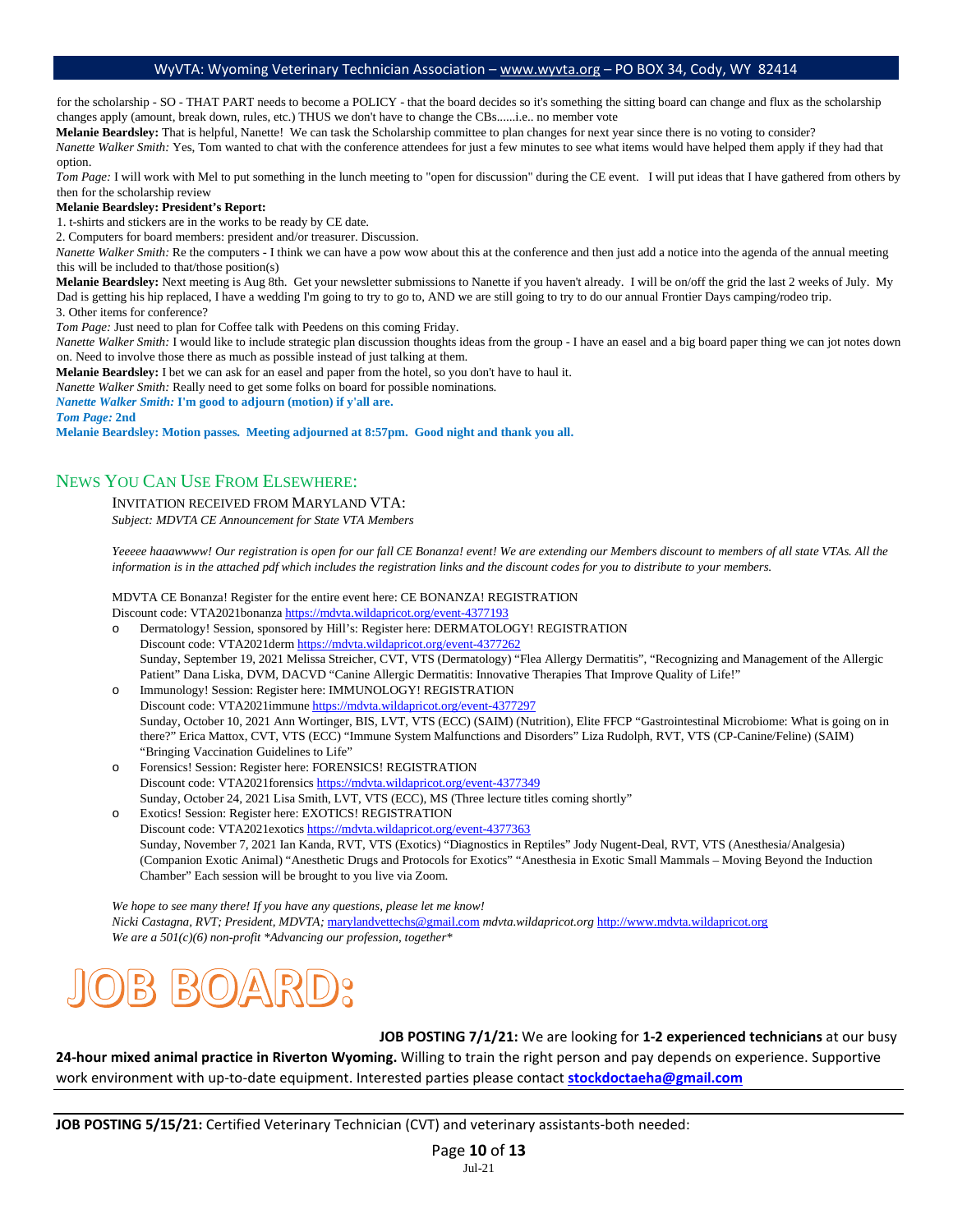for the scholarship - SO - THAT PART needs to become a POLICY - that the board decides so it's something the sitting board can change and flux as the scholarship changes apply (amount, break down, rules, etc.) THUS we don't have to change the CBs......i.e.. no member vote

**Melanie Beardsley:** That is helpful, Nanette! We can task the Scholarship committee to plan changes for next year since there is no voting to consider?

*Nanette Walker Smith:* Yes, Tom wanted to chat with the conference attendees for just a few minutes to see what items would have helped them apply if they had that option.

*Tom Page:* I will work with Mel to put something in the lunch meeting to "open for discussion" during the CE event. I will put ideas that I have gathered from others by then for the scholarship review

**Melanie Beardsley: President's Report:**

1. t-shirts and stickers are in the works to be ready by CE date.
2. Computers for board members: president and/or treasurer. Discussion.

*Nanette Walker Smith:* Re the computers - I think we can have a pow wow about this at the conference and then just add a notice into the agenda of the annual meeting this will be included to that/those position(s)

**Melanie Beardsley:** Next meeting is Aug 8th. Get your newsletter submissions to Nanette if you haven't already. I will be on/off the grid the last 2 weeks of July. My Dad is getting his hip replaced, I have a wedding I'm going to try to go to, AND we are still going to try to do our annual Frontier Days camping/rodeo trip.

3. Other items for conference?

*Tom Page:* Just need to plan for Coffee talk with Peedens on this coming Friday.

*Nanette Walker Smith:* I would like to include strategic plan discussion thoughts ideas from the group - I have an easel and a big board paper thing we can jot notes down on. Need to involve those there as much as possible instead of just talking at them.

**Melanie Beardsley:** I bet we can ask for an easel and paper from the hotel, so you don't have to haul it.

*Nanette Walker Smith:* Really need to get some folks on board for possible nominations.

***Nanette Walker Smith:* I'm good to adjourn (motion) if y'all are.**

***Tom Page:* 2nd**

**Melanie Beardsley: Motion passes. Meeting adjourned at 8:57pm. Good night and thank you all.**

## News You Can Use From Elsewhere:

### Invitation received from Maryland VTA:

*Subject: MDVTA CE Announcement for State VTA Members*

*Yeeeee haaawwww! Our registration is open for our fall CE Bonanza! event! We are extending our Members discount to members of all state VTAs. All the information is in the attached pdf which includes the registration links and the discount codes for you to distribute to your members.*

MDVTA CE Bonanza! Register for the entire event here: CE BONANZA! REGISTRATION
Discount code: VTA2021bonanza https://mdvta.wildapricot.org/event-4377193

- Dermatology! Session, sponsored by Hill's: Register here: DERMATOLOGY! REGISTRATION
  Discount code: VTA2021derm https://mdvta.wildapricot.org/event-4377262
  Sunday, September 19, 2021 Melissa Streicher, CVT, VTS (Dermatology) "Flea Allergy Dermatitis", "Recognizing and Management of the Allergic Patient" Dana Liska, DVM, DACVD "Canine Allergic Dermatitis: Innovative Therapies That Improve Quality of Life!"
- Immunology! Session: Register here: IMMUNOLOGY! REGISTRATION
  Discount code: VTA2021immune https://mdvta.wildapricot.org/event-4377297
  Sunday, October 10, 2021 Ann Wortinger, BIS, LVT, VTS (ECC) (SAIM) (Nutrition), Elite FFCP "Gastrointestinal Microbiome: What is going on in there?" Erica Mattox, CVT, VTS (ECC) "Immune System Malfunctions and Disorders" Liza Rudolph, RVT, VTS (CP-Canine/Feline) (SAIM) "Bringing Vaccination Guidelines to Life"
- Forensics! Session: Register here: FORENSICS! REGISTRATION
  Discount code: VTA2021forensics https://mdvta.wildapricot.org/event-4377349
  Sunday, October 24, 2021 Lisa Smith, LVT, VTS (ECC), MS (Three lecture titles coming shortly"
- Exotics! Session: Register here: EXOTICS! REGISTRATION
  Discount code: VTA2021exotics https://mdvta.wildapricot.org/event-4377363
  Sunday, November 7, 2021 Ian Kanda, RVT, VTS (Exotics) "Diagnostics in Reptiles" Jody Nugent-Deal, RVT, VTS (Anesthesia/Analgesia) (Companion Exotic Animal) "Anesthetic Drugs and Protocols for Exotics" "Anesthesia in Exotic Small Mammals – Moving Beyond the Induction Chamber" Each session will be brought to you live via Zoom.

*We hope to see many there! If you have any questions, please let me know!*
*Nicki Castagna, RVT; President, MDVTA;* marylandvettechs@gmail.com *mdvta.wildapricot.org* http://www.mdvta.wildapricot.org
*We are a 501(c)(6) non-profit \*Advancing our profession, together\**

# JOB BOARD:

**JOB POSTING 7/1/21:** We are looking for **1-2 experienced technicians** at our busy **24-hour mixed animal practice in Riverton Wyoming.** Willing to train the right person and pay depends on experience. Supportive work environment with up-to-date equipment. Interested parties please contact **stockdoctaeha@gmail.com**

---

**JOB POSTING 5/15/21:** Certified Veterinary Technician (CVT) and veterinary assistants-both needed: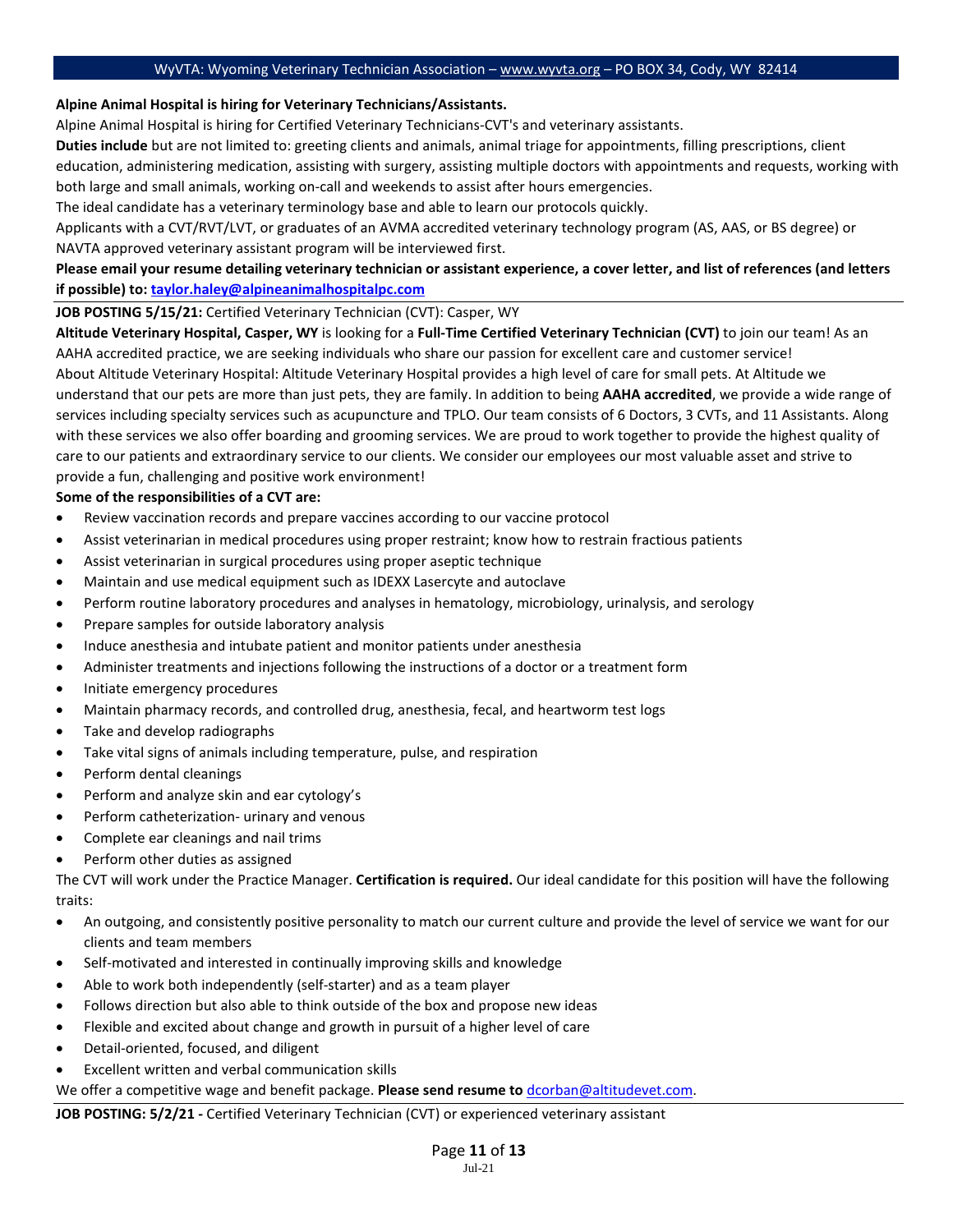**Alpine Animal Hospital is hiring for Veterinary Technicians/Assistants.**

Alpine Animal Hospital is hiring for Certified Veterinary Technicians-CVT's and veterinary assistants.

**Duties include** but are not limited to: greeting clients and animals, animal triage for appointments, filling prescriptions, client education, administering medication, assisting with surgery, assisting multiple doctors with appointments and requests, working with both large and small animals, working on-call and weekends to assist after hours emergencies.

The ideal candidate has a veterinary terminology base and able to learn our protocols quickly.

Applicants with a CVT/RVT/LVT, or graduates of an AVMA accredited veterinary technology program (AS, AAS, or BS degree) or NAVTA approved veterinary assistant program will be interviewed first.

**Please email your resume detailing veterinary technician or assistant experience, a cover letter, and list of references (and letters if possible) to: taylor.haley@alpineanimalhospitalpc.com**

---

**JOB POSTING 5/15/21:** Certified Veterinary Technician (CVT): Casper, WY

**Altitude Veterinary Hospital, Casper, WY** is looking for a **Full-Time Certified Veterinary Technician (CVT)** to join our team! As an AAHA accredited practice, we are seeking individuals who share our passion for excellent care and customer service!

About Altitude Veterinary Hospital: Altitude Veterinary Hospital provides a high level of care for small pets. At Altitude we understand that our pets are more than just pets, they are family. In addition to being **AAHA accredited**, we provide a wide range of services including specialty services such as acupuncture and TPLO. Our team consists of 6 Doctors, 3 CVTs, and 11 Assistants. Along with these services we also offer boarding and grooming services. We are proud to work together to provide the highest quality of care to our patients and extraordinary service to our clients. We consider our employees our most valuable asset and strive to provide a fun, challenging and positive work environment!

**Some of the responsibilities of a CVT are:**

- Review vaccination records and prepare vaccines according to our vaccine protocol
- Assist veterinarian in medical procedures using proper restraint; know how to restrain fractious patients
- Assist veterinarian in surgical procedures using proper aseptic technique
- Maintain and use medical equipment such as IDEXX Lasercyte and autoclave
- Perform routine laboratory procedures and analyses in hematology, microbiology, urinalysis, and serology
- Prepare samples for outside laboratory analysis
- Induce anesthesia and intubate patient and monitor patients under anesthesia
- Administer treatments and injections following the instructions of a doctor or a treatment form
- Initiate emergency procedures
- Maintain pharmacy records, and controlled drug, anesthesia, fecal, and heartworm test logs
- Take and develop radiographs
- Take vital signs of animals including temperature, pulse, and respiration
- Perform dental cleanings
- Perform and analyze skin and ear cytology's
- Perform catheterization- urinary and venous
- Complete ear cleanings and nail trims
- Perform other duties as assigned

The CVT will work under the Practice Manager. **Certification is required.** Our ideal candidate for this position will have the following traits:

- An outgoing, and consistently positive personality to match our current culture and provide the level of service we want for our clients and team members
- Self-motivated and interested in continually improving skills and knowledge
- Able to work both independently (self-starter) and as a team player
- Follows direction but also able to think outside of the box and propose new ideas
- Flexible and excited about change and growth in pursuit of a higher level of care
- Detail-oriented, focused, and diligent
- Excellent written and verbal communication skills

We offer a competitive wage and benefit package. **Please send resume to** dcorban@altitudevet.com.

---

**JOB POSTING: 5/2/21 -** Certified Veterinary Technician (CVT) or experienced veterinary assistant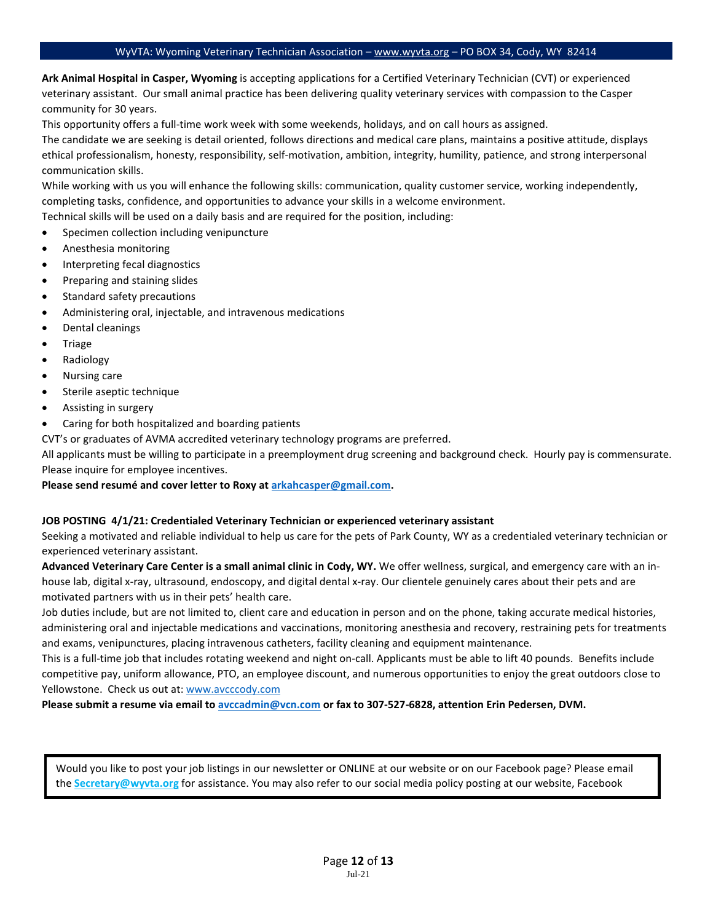**Ark Animal Hospital in Casper, Wyoming** is accepting applications for a Certified Veterinary Technician (CVT) or experienced veterinary assistant. Our small animal practice has been delivering quality veterinary services with compassion to the Casper community for 30 years.

This opportunity offers a full-time work week with some weekends, holidays, and on call hours as assigned.

The candidate we are seeking is detail oriented, follows directions and medical care plans, maintains a positive attitude, displays ethical professionalism, honesty, responsibility, self-motivation, ambition, integrity, humility, patience, and strong interpersonal communication skills.

While working with us you will enhance the following skills: communication, quality customer service, working independently, completing tasks, confidence, and opportunities to advance your skills in a welcome environment.

Technical skills will be used on a daily basis and are required for the position, including:

- Specimen collection including venipuncture
- Anesthesia monitoring
- Interpreting fecal diagnostics
- Preparing and staining slides
- Standard safety precautions
- Administering oral, injectable, and intravenous medications
- Dental cleanings
- Triage
- Radiology
- Nursing care
- Sterile aseptic technique
- Assisting in surgery
- Caring for both hospitalized and boarding patients

CVT's or graduates of AVMA accredited veterinary technology programs are preferred.

All applicants must be willing to participate in a preemployment drug screening and background check. Hourly pay is commensurate. Please inquire for employee incentives.

**Please send resumé and cover letter to Roxy at arkahcasper@gmail.com.**

**JOB POSTING 4/1/21: Credentialed Veterinary Technician or experienced veterinary assistant**

Seeking a motivated and reliable individual to help us care for the pets of Park County, WY as a credentialed veterinary technician or experienced veterinary assistant.

**Advanced Veterinary Care Center is a small animal clinic in Cody, WY.** We offer wellness, surgical, and emergency care with an in-house lab, digital x-ray, ultrasound, endoscopy, and digital dental x-ray. Our clientele genuinely cares about their pets and are motivated partners with us in their pets' health care.

Job duties include, but are not limited to, client care and education in person and on the phone, taking accurate medical histories, administering oral and injectable medications and vaccinations, monitoring anesthesia and recovery, restraining pets for treatments and exams, venipunctures, placing intravenous catheters, facility cleaning and equipment maintenance.

This is a full-time job that includes rotating weekend and night on-call. Applicants must be able to lift 40 pounds. Benefits include competitive pay, uniform allowance, PTO, an employee discount, and numerous opportunities to enjoy the great outdoors close to Yellowstone. Check us out at: www.avcccody.com

**Please submit a resume via email to avccadmin@vcn.com or fax to 307-527-6828, attention Erin Pedersen, DVM.**

Would you like to post your job listings in our newsletter or ONLINE at our website or on our Facebook page? Please email the **Secretary@wyvta.org** for assistance. You may also refer to our social media policy posting at our website, Facebook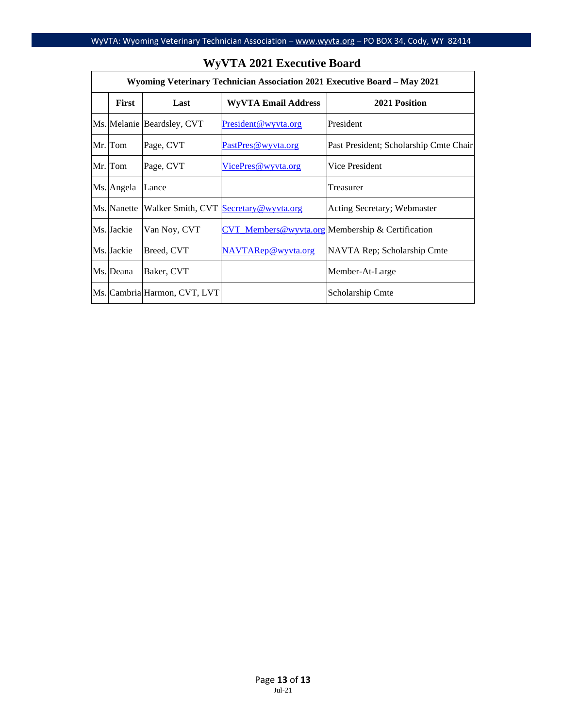# WyVTA 2021 Executive Board

| Wyoming Veterinary Technician Association 2021 Executive Board – May 2021 | | | | |
|---|---|---|---|---|
| | **First** | **Last** | **WyVTA Email Address** | **2021 Position** |
| Ms. | Melanie | Beardsley, CVT | President@wyvta.org | President |
| Mr. | Tom | Page, CVT | PastPres@wyvta.org | Past President; Scholarship Cmte Chair |
| Mr. | Tom | Page, CVT | VicePres@wyvta.org | Vice President |
| Ms. | Angela | Lance | | Treasurer |
| Ms. | Nanette | Walker Smith, CVT | Secretary@wyvta.org | Acting Secretary; Webmaster |
| Ms. | Jackie | Van Noy, CVT | CVT_Members@wyvta.org | Membership & Certification |
| Ms. | Jackie | Breed, CVT | NAVTARep@wyvta.org | NAVTA Rep; Scholarship Cmte |
| Ms. | Deana | Baker, CVT | | Member-At-Large |
| Ms. | Cambria | Harmon, CVT, LVT | | Scholarship Cmte |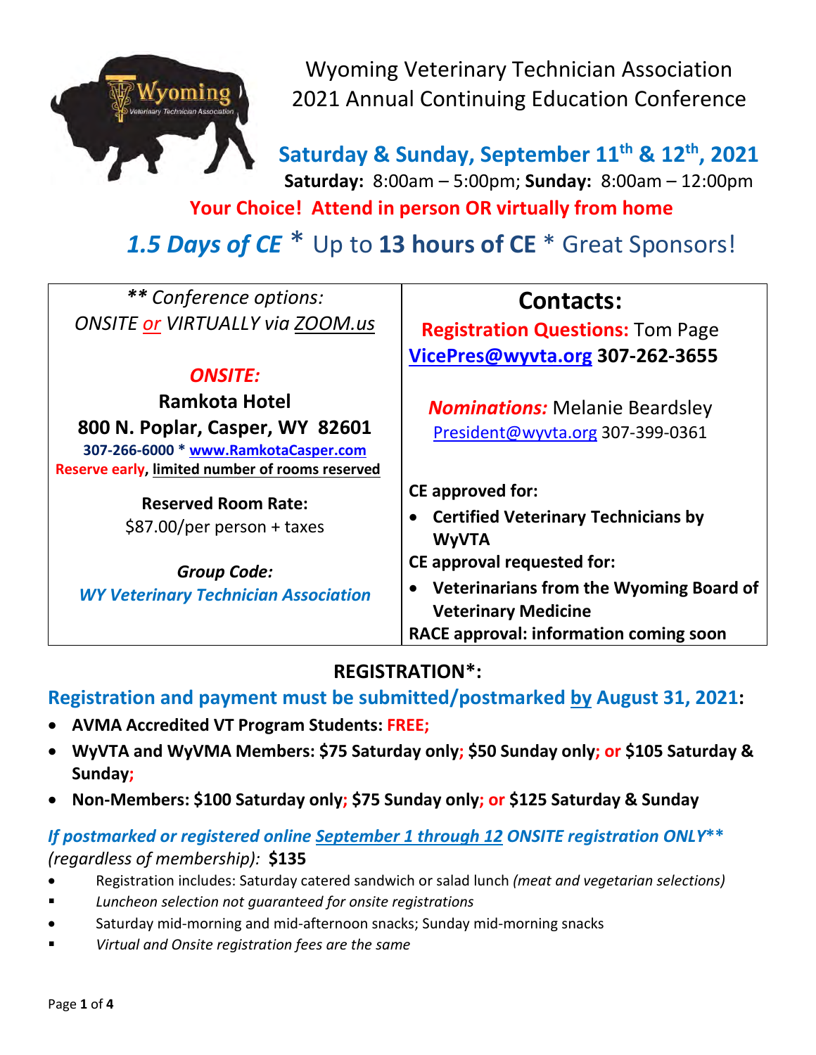# Wyoming Veterinary Technician Association 2021 Annual Continuing Education Conference

## Saturday & Sunday, September 11th & 12th, 2021

**Saturday:** 8:00am – 5:00pm; **Sunday:** 8:00am – 12:00pm

**Your Choice! Attend in person OR virtually from home**

## *1.5 Days of CE* * Up to **13 hours of CE** * Great Sponsors!

| *** Conference options: ONSITE or VIRTUALLY via ZOOM.us* | **Contacts:** |
|---|---|
| ***ONSITE:*** | **Registration Questions:** Tom Page |
| **Ramkota Hotel** | **VicePres@wyvta.org 307-262-3655** |
| **800 N. Poplar, Casper, WY 82601** | |
| **307-266-6000 * www.RamkotaCasper.com** | ***Nominations:*** Melanie Beardsley |
| **Reserve early, limited number of rooms reserved** | President@wyvta.org 307-399-0361 |
| **Reserved Room Rate:** $87.00/per person + taxes | **CE approved for:** • **Certified Veterinary Technicians by WyVTA** |
| ***Group Code:*** ***WY Veterinary Technician Association*** | **CE approval requested for:** • **Veterinarians from the Wyoming Board of Veterinary Medicine** |
| | **RACE approval: information coming soon** |

## REGISTRATION*:

**Registration and payment must be submitted/postmarked by August 31, 2021:**

- **AVMA Accredited VT Program Students: FREE;**
- **WyVTA and WyVMA Members: $75 Saturday only; $50 Sunday only; or $105 Saturday & Sunday;**
- **Non-Members: $100 Saturday only; $75 Sunday only; or $125 Saturday & Sunday**

***If postmarked or registered online September 1 through 12 ONSITE registration ONLY*** *(regardless of membership):* **$135**

- Registration includes: Saturday catered sandwich or salad lunch *(meat and vegetarian selections)*
- *Luncheon selection not guaranteed for onsite registrations*
- Saturday mid-morning and mid-afternoon snacks; Sunday mid-morning snacks
- *Virtual and Onsite registration fees are the same*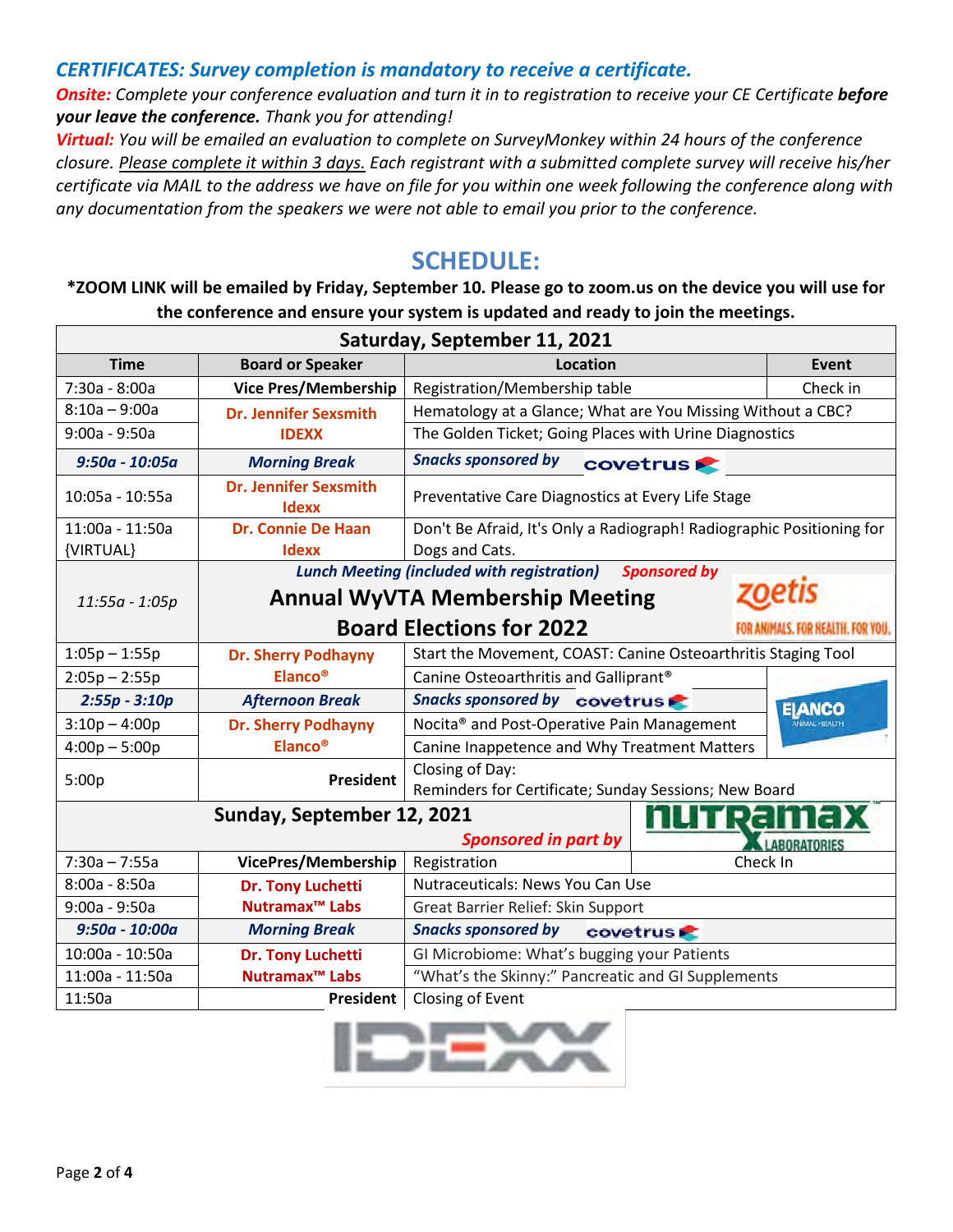## *CERTIFICATES: Survey completion is mandatory to receive a certificate.*

***Onsite:*** *Complete your conference evaluation and turn it in to registration to receive your CE Certificate **before your leave the conference.** Thank you for attending!*

***Virtual:*** *You will be emailed an evaluation to complete on SurveyMonkey within 24 hours of the conference closure. Please complete it within 3 days. Each registrant with a submitted complete survey will receive his/her certificate via MAIL to the address we have on file for you within one week following the conference along with any documentation from the speakers we were not able to email you prior to the conference.*

# SCHEDULE:

**\*ZOOM LINK will be emailed by Friday, September 10. Please go to zoom.us on the device you will use for the conference and ensure your system is updated and ready to join the meetings.**

| Saturday, September 11, 2021 | | | |
|---|---|---|---|
| **Time** | **Board or Speaker** | **Location** | **Event** |
| 7:30a - 8:00a | **Vice Pres/Membership** | Registration/Membership table | Check in |
| 8:10a – 9:00a | **Dr. Jennifer Sexsmith IDEXX** | Hematology at a Glance; What are You Missing Without a CBC? | |
| 9:00a - 9:50a | | The Golden Ticket; Going Places with Urine Diagnostics | |
| *9:50a - 10:05a* | ***Morning Break*** | ***Snacks sponsored by*** covetrus | |
| 10:05a - 10:55a | **Dr. Jennifer Sexsmith Idexx** | Preventative Care Diagnostics at Every Life Stage | |
| 11:00a - 11:50a {VIRTUAL} | **Dr. Connie De Haan Idexx** | Don't Be Afraid, It's Only a Radiograph! Radiographic Positioning for Dogs and Cats. | |
| *11:55a - 1:05p* | ***Lunch Meeting (included with registration)*** ***Sponsored by*** zoetis FOR ANIMALS. FOR HEALTH. FOR YOU. **Annual WyVTA Membership Meeting Board Elections for 2022** | | |
| 1:05p – 1:55p | **Dr. Sherry Podhayny Elanco®** | Start the Movement, COAST: Canine Osteoarthritis Staging Tool | |
| 2:05p – 2:55p | | Canine Osteoarthritis and Galliprant® | ELANCO ANIMAL HEALTH |
| *2:55p - 3:10p* | ***Afternoon Break*** | ***Snacks sponsored by*** covetrus | |
| 3:10p – 4:00p | **Dr. Sherry Podhayny Elanco®** | Nocita® and Post-Operative Pain Management | |
| 4:00p – 5:00p | | Canine Inappetence and Why Treatment Matters | |
| 5:00p | **President** | Closing of Day: Reminders for Certificate; Sunday Sessions; New Board | |

| Sunday, September 12, 2021 — *Sponsored in part by* nutramax LABORATORIES | | | |
|---|---|---|---|
| 7:30a – 7:55a | **VicePres/Membership** | Registration | Check In |
| 8:00a - 8:50a | **Dr. Tony Luchetti Nutramax™ Labs** | Nutraceuticals: News You Can Use | |
| 9:00a - 9:50a | | Great Barrier Relief: Skin Support | |
| *9:50a - 10:00a* | ***Morning Break*** | ***Snacks sponsored by*** covetrus | |
| 10:00a - 10:50a | **Dr. Tony Luchetti Nutramax™ Labs** | GI Microbiome: What's bugging your Patients | |
| 11:00a - 11:50a | | "What's the Skinny:" Pancreatic and GI Supplements | |
| 11:50a | **President** | Closing of Event | |

IDEXX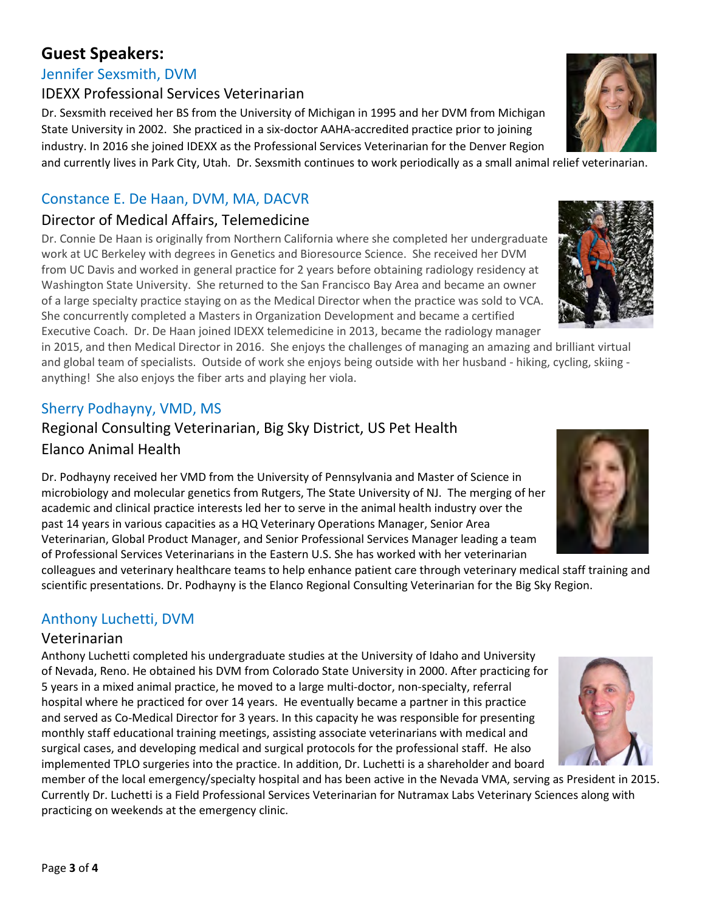## Guest Speakers:

### Jennifer Sexsmith, DVM

#### IDEXX Professional Services Veterinarian

Dr. Sexsmith received her BS from the University of Michigan in 1995 and her DVM from Michigan State University in 2002. She practiced in a six-doctor AAHA-accredited practice prior to joining industry. In 2016 she joined IDEXX as the Professional Services Veterinarian for the Denver Region and currently lives in Park City, Utah. Dr. Sexsmith continues to work periodically as a small animal relief veterinarian.

### Constance E. De Haan, DVM, MA, DACVR

#### Director of Medical Affairs, Telemedicine

Dr. Connie De Haan is originally from Northern California where she completed her undergraduate work at UC Berkeley with degrees in Genetics and Bioresource Science. She received her DVM from UC Davis and worked in general practice for 2 years before obtaining radiology residency at Washington State University. She returned to the San Francisco Bay Area and became an owner of a large specialty practice staying on as the Medical Director when the practice was sold to VCA. She concurrently completed a Masters in Organization Development and became a certified Executive Coach. Dr. De Haan joined IDEXX telemedicine in 2013, became the radiology manager in 2015, and then Medical Director in 2016. She enjoys the challenges of managing an amazing and brilliant virtual and global team of specialists. Outside of work she enjoys being outside with her husband - hiking, cycling, skiing - anything! She also enjoys the fiber arts and playing her viola.

### Sherry Podhayny, VMD, MS

#### Regional Consulting Veterinarian, Big Sky District, US Pet Health
#### Elanco Animal Health

Dr. Podhayny received her VMD from the University of Pennsylvania and Master of Science in microbiology and molecular genetics from Rutgers, The State University of NJ. The merging of her academic and clinical practice interests led her to serve in the animal health industry over the past 14 years in various capacities as a HQ Veterinary Operations Manager, Senior Area Veterinarian, Global Product Manager, and Senior Professional Services Manager leading a team of Professional Services Veterinarians in the Eastern U.S. She has worked with her veterinarian colleagues and veterinary healthcare teams to help enhance patient care through veterinary medical staff training and scientific presentations. Dr. Podhayny is the Elanco Regional Consulting Veterinarian for the Big Sky Region.

### Anthony Luchetti, DVM

#### Veterinarian

Anthony Luchetti completed his undergraduate studies at the University of Idaho and University of Nevada, Reno. He obtained his DVM from Colorado State University in 2000. After practicing for 5 years in a mixed animal practice, he moved to a large multi-doctor, non-specialty, referral hospital where he practiced for over 14 years. He eventually became a partner in this practice and served as Co-Medical Director for 3 years. In this capacity he was responsible for presenting monthly staff educational training meetings, assisting associate veterinarians with medical and surgical cases, and developing medical and surgical protocols for the professional staff. He also implemented TPLO surgeries into the practice. In addition, Dr. Luchetti is a shareholder and board member of the local emergency/specialty hospital and has been active in the Nevada VMA, serving as President in 2015. Currently Dr. Luchetti is a Field Professional Services Veterinarian for Nutramax Labs Veterinary Sciences along with practicing on weekends at the emergency clinic.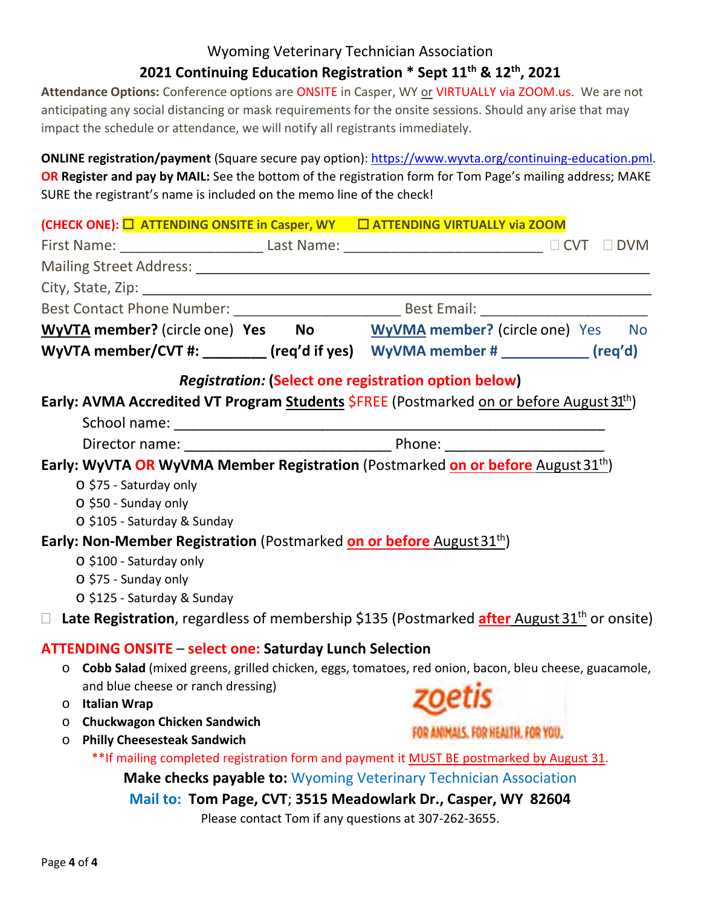Wyoming Veterinary Technician Association

# 2021 Continuing Education Registration * Sept 11th & 12th, 2021

**Attendance Options:** Conference options are ONSITE in Casper, WY or VIRTUALLY via ZOOM.us. We are not anticipating any social distancing or mask requirements for the onsite sessions. Should any arise that may impact the schedule or attendance, we will notify all registrants immediately.

**ONLINE registration/payment** (Square secure pay option): https://www.wyvta.org/continuing-education.pml.
**OR Register and pay by MAIL:** See the bottom of the registration form for Tom Page's mailing address; MAKE SURE the registrant's name is included on the memo line of the check!

**(CHECK ONE): ☐ ATTENDING ONSITE in Casper, WY ☐ ATTENDING VIRTUALLY via ZOOM**

First Name: __________________ Last Name: _________________________ ☐ CVT ☐ DVM

Mailing Street Address: ___________________________________________________________

City, State, Zip: _________________________________________________________________

Best Contact Phone Number: _____________________ Best Email: _____________________

**WyVTA member?** (circle one) **Yes No** **WyVMA member?** (circle one) Yes No

**WyVTA member/CVT #: ________ (req'd if yes)** **WyVMA member # ___________ (req'd)**

## *Registration:* (Select one registration option below)

**Early: AVMA Accredited VT Program Students** $FREE (Postmarked on or before August 31th)

School name: _______________________________________________________

Director name: __________________________ Phone: ____________________

**Early: WyVTA OR WyVMA Member Registration** (Postmarked **on or before** August 31th)

- o $75 - Saturday only
- o $50 - Sunday only
- o $105 - Saturday & Sunday

**Early: Non-Member Registration** (Postmarked **on or before** August 31th)

- o $100 - Saturday only
- o $75 - Sunday only
- o $125 - Saturday & Sunday

☐ **Late Registration**, regardless of membership $135 (Postmarked **after** August 31th or onsite)

**ATTENDING ONSITE – select one: Saturday Lunch Selection**

- o **Cobb Salad** (mixed greens, grilled chicken, eggs, tomatoes, red onion, bacon, bleu cheese, guacamole, and blue cheese or ranch dressing)
- o **Italian Wrap**
- o **Chuckwagon Chicken Sandwich**
- o **Philly Cheesesteak Sandwich**

zoetis
FOR ANIMALS. FOR HEALTH. FOR YOU.

**If mailing completed registration form and payment it MUST BE postmarked by August 31.

**Make checks payable to:** Wyoming Veterinary Technician Association

**Mail to: Tom Page, CVT; 3515 Meadowlark Dr., Casper, WY 82604**

Please contact Tom if any questions at 307-262-3655.